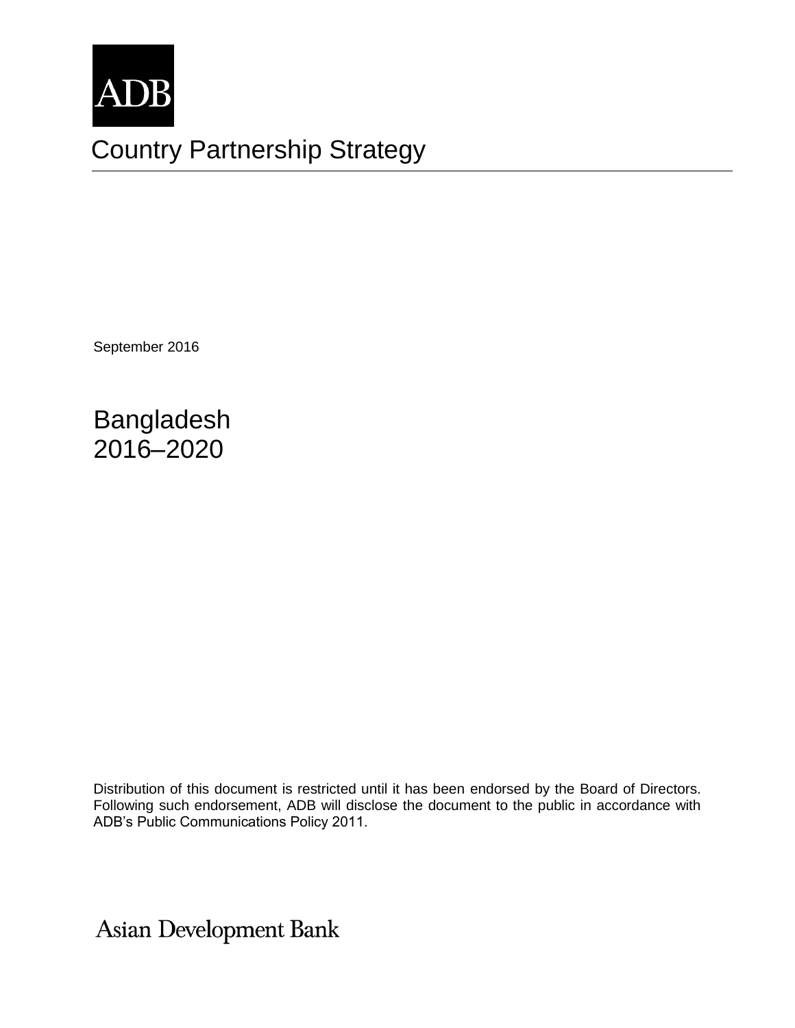ADB

# Country Partnership Strategy

September 2016

## Bangladesh
## 2016–2020

Distribution of this document is restricted until it has been endorsed by the Board of Directors. Following such endorsement, ADB will disclose the document to the public in accordance with ADB's Public Communications Policy 2011.

Asian Development Bank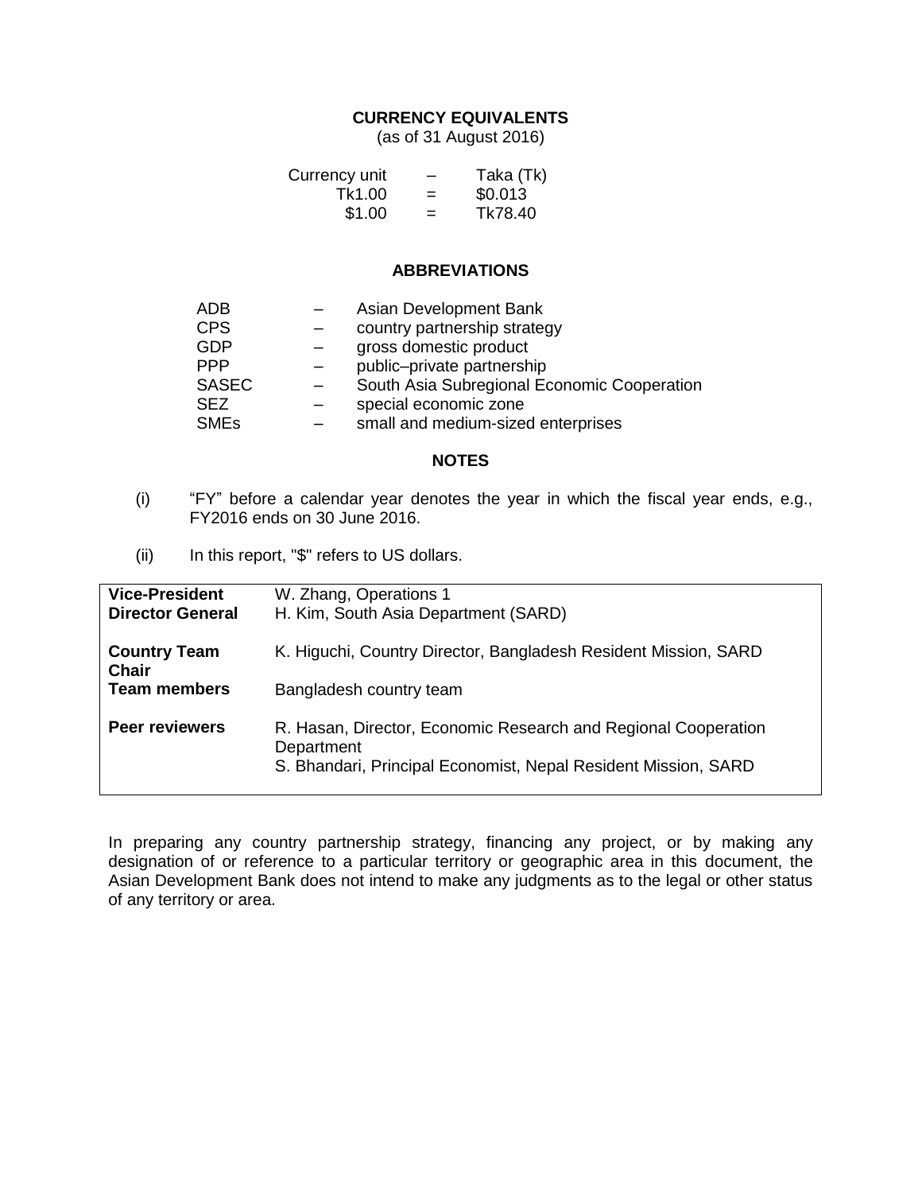## CURRENCY EQUIVALENTS

(as of 31 August 2016)

| | | |
|---|---|---|
| Currency unit | – | Taka (Tk) |
| Tk1.00 | = | $0.013 |
| $1.00 | = | Tk78.40 |

## ABBREVIATIONS

| | | |
|---|---|---|
| ADB | – | Asian Development Bank |
| CPS | – | country partnership strategy |
| GDP | – | gross domestic product |
| PPP | – | public–private partnership |
| SASEC | – | South Asia Subregional Economic Cooperation |
| SEZ | – | special economic zone |
| SMEs | – | small and medium-sized enterprises |

## NOTES

(i) "FY" before a calendar year denotes the year in which the fiscal year ends, e.g., FY2016 ends on 30 June 2016.

(ii) In this report, "$" refers to US dollars.

| | |
|---|---|
| **Vice-President** | W. Zhang, Operations 1 |
| **Director General** | H. Kim, South Asia Department (SARD) |
| **Country Team Chair** | K. Higuchi, Country Director, Bangladesh Resident Mission, SARD |
| **Team members** | Bangladesh country team |
| **Peer reviewers** | R. Hasan, Director, Economic Research and Regional Cooperation Department<br>S. Bhandari, Principal Economist, Nepal Resident Mission, SARD |

In preparing any country partnership strategy, financing any project, or by making any designation of or reference to a particular territory or geographic area in this document, the Asian Development Bank does not intend to make any judgments as to the legal or other status of any territory or area.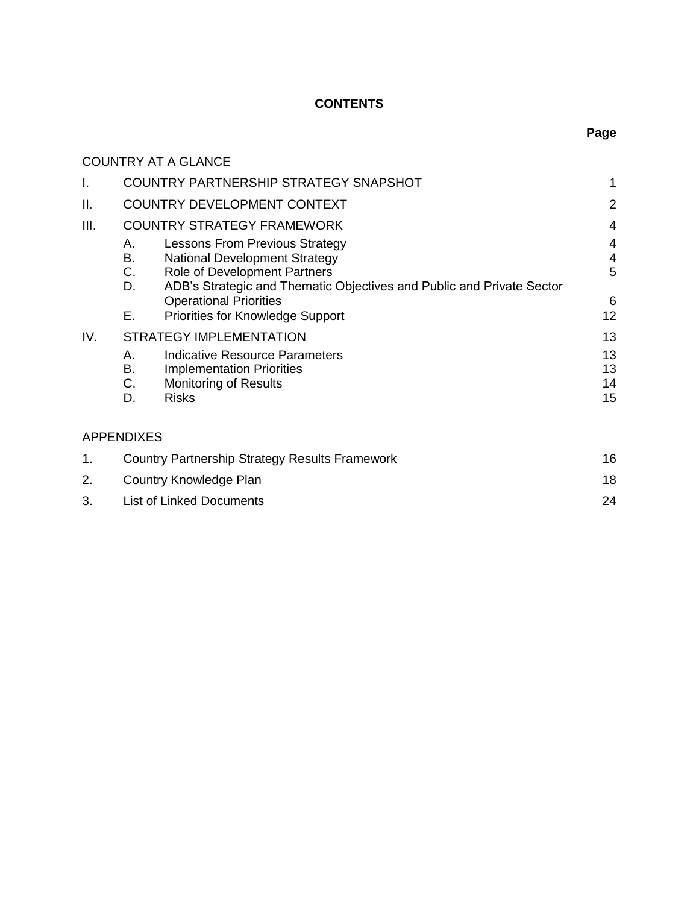**CONTENTS**

| | | Page |
|---|---|---|
| COUNTRY AT A GLANCE | | |
| I. | COUNTRY PARTNERSHIP STRATEGY SNAPSHOT | 1 |
| II. | COUNTRY DEVELOPMENT CONTEXT | 2 |
| III. | COUNTRY STRATEGY FRAMEWORK | 4 |
| | A. Lessons From Previous Strategy | 4 |
| | B. National Development Strategy | 4 |
| | C. Role of Development Partners | 5 |
| | D. ADB’s Strategic and Thematic Objectives and Public and Private Sector Operational Priorities | 6 |
| | E. Priorities for Knowledge Support | 12 |
| IV. | STRATEGY IMPLEMENTATION | 13 |
| | A. Indicative Resource Parameters | 13 |
| | B. Implementation Priorities | 13 |
| | C. Monitoring of Results | 14 |
| | D. Risks | 15 |

APPENDIXES

| | | |
|---|---|---|
| 1. | Country Partnership Strategy Results Framework | 16 |
| 2. | Country Knowledge Plan | 18 |
| 3. | List of Linked Documents | 24 |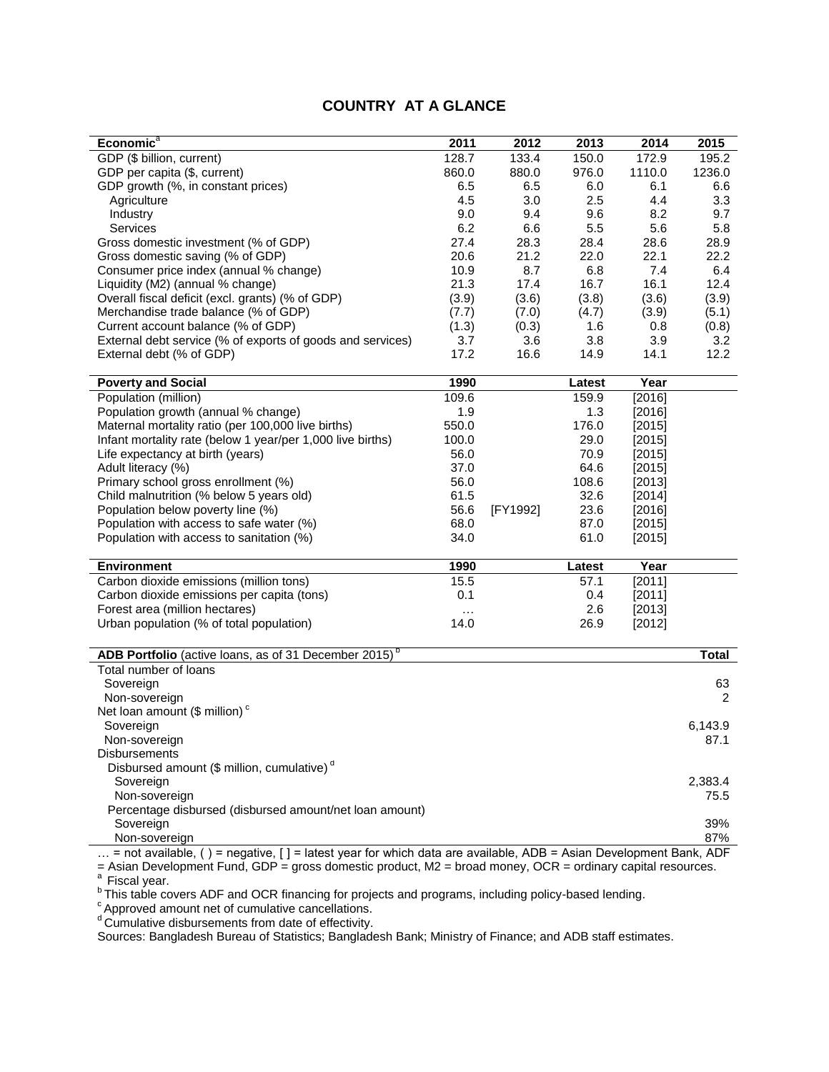## COUNTRY AT A GLANCE

| Economic[a] | 2011 | 2012 | 2013 | 2014 | 2015 |
|---|---|---|---|---|---|
| GDP ($ billion, current) | 128.7 | 133.4 | 150.0 | 172.9 | 195.2 |
| GDP per capita ($, current) | 860.0 | 880.0 | 976.0 | 1110.0 | 1236.0 |
| GDP growth (%, in constant prices) | 6.5 | 6.5 | 6.0 | 6.1 | 6.6 |
| Agriculture | 4.5 | 3.0 | 2.5 | 4.4 | 3.3 |
| Industry | 9.0 | 9.4 | 9.6 | 8.2 | 9.7 |
| Services | 6.2 | 6.6 | 5.5 | 5.6 | 5.8 |
| Gross domestic investment (% of GDP) | 27.4 | 28.3 | 28.4 | 28.6 | 28.9 |
| Gross domestic saving (% of GDP) | 20.6 | 21.2 | 22.0 | 22.1 | 22.2 |
| Consumer price index (annual % change) | 10.9 | 8.7 | 6.8 | 7.4 | 6.4 |
| Liquidity (M2) (annual % change) | 21.3 | 17.4 | 16.7 | 16.1 | 12.4 |
| Overall fiscal deficit (excl. grants) (% of GDP) | (3.9) | (3.6) | (3.8) | (3.6) | (3.9) |
| Merchandise trade balance (% of GDP) | (7.7) | (7.0) | (4.7) | (3.9) | (5.1) |
| Current account balance (% of GDP) | (1.3) | (0.3) | 1.6 | 0.8 | (0.8) |
| External debt service (% of exports of goods and services) | 3.7 | 3.6 | 3.8 | 3.9 | 3.2 |
| External debt (% of GDP) | 17.2 | 16.6 | 14.9 | 14.1 | 12.2 |

| Poverty and Social | 1990 | | Latest | Year |
|---|---|---|---|---|
| Population (million) | 109.6 | | 159.9 | [2016] |
| Population growth (annual % change) | 1.9 | | 1.3 | [2016] |
| Maternal mortality ratio (per 100,000 live births) | 550.0 | | 176.0 | [2015] |
| Infant mortality rate (below 1 year/per 1,000 live births) | 100.0 | | 29.0 | [2015] |
| Life expectancy at birth (years) | 56.0 | | 70.9 | [2015] |
| Adult literacy (%) | 37.0 | | 64.6 | [2015] |
| Primary school gross enrollment (%) | 56.0 | | 108.6 | [2013] |
| Child malnutrition (% below 5 years old) | 61.5 | | 32.6 | [2014] |
| Population below poverty line (%) | 56.6 | [FY1992] | 23.6 | [2016] |
| Population with access to safe water (%) | 68.0 | | 87.0 | [2015] |
| Population with access to sanitation (%) | 34.0 | | 61.0 | [2015] |

| Environment | 1990 | Latest | Year |
|---|---|---|---|
| Carbon dioxide emissions (million tons) | 15.5 | 57.1 | [2011] |
| Carbon dioxide emissions per capita (tons) | 0.1 | 0.4 | [2011] |
| Forest area (million hectares) | … | 2.6 | [2013] |
| Urban population (% of total population) | 14.0 | 26.9 | [2012] |

| ADB Portfolio (active loans, as of 31 December 2015)[b] | Total |
|---|---|
| Total number of loans | |
| Sovereign | 63 |
| Non-sovereign | 2 |
| Net loan amount ($ million)[c] | |
| Sovereign | 6,143.9 |
| Non-sovereign | 87.1 |
| Disbursements | |
| Disbursed amount ($ million, cumulative)[d] | |
| Sovereign | 2,383.4 |
| Non-sovereign | 75.5 |
| Percentage disbursed (disbursed amount/net loan amount) | |
| Sovereign | 39% |
| Non-sovereign | 87% |

… = not available, ( ) = negative, [ ] = latest year for which data are available, ADB = Asian Development Bank, ADF = Asian Development Fund, GDP = gross domestic product, M2 = broad money, OCR = ordinary capital resources.

[a] Fiscal year.

[b] This table covers ADF and OCR financing for projects and programs, including policy-based lending.

[c] Approved amount net of cumulative cancellations.

[d] Cumulative disbursements from date of effectivity.

Sources: Bangladesh Bureau of Statistics; Bangladesh Bank; Ministry of Finance; and ADB staff estimates.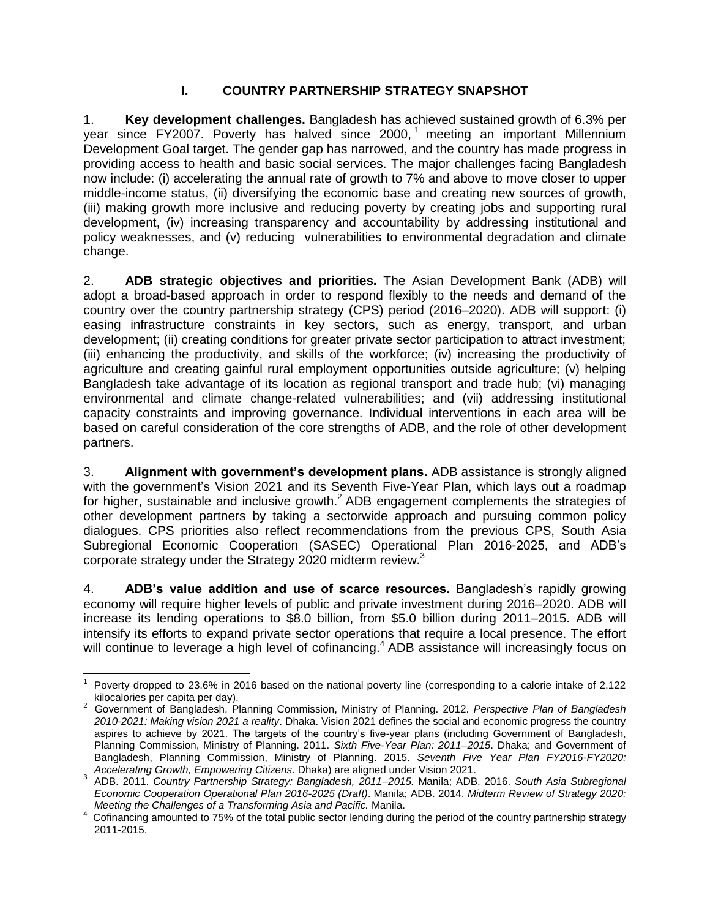# I. COUNTRY PARTNERSHIP STRATEGY SNAPSHOT

1. **Key development challenges.** Bangladesh has achieved sustained growth of 6.3% per year since FY2007. Poverty has halved since 2000,[1] meeting an important Millennium Development Goal target. The gender gap has narrowed, and the country has made progress in providing access to health and basic social services. The major challenges facing Bangladesh now include: (i) accelerating the annual rate of growth to 7% and above to move closer to upper middle-income status, (ii) diversifying the economic base and creating new sources of growth, (iii) making growth more inclusive and reducing poverty by creating jobs and supporting rural development, (iv) increasing transparency and accountability by addressing institutional and policy weaknesses, and (v) reducing vulnerabilities to environmental degradation and climate change.

2. **ADB strategic objectives and priorities.** The Asian Development Bank (ADB) will adopt a broad-based approach in order to respond flexibly to the needs and demand of the country over the country partnership strategy (CPS) period (2016–2020). ADB will support: (i) easing infrastructure constraints in key sectors, such as energy, transport, and urban development; (ii) creating conditions for greater private sector participation to attract investment; (iii) enhancing the productivity, and skills of the workforce; (iv) increasing the productivity of agriculture and creating gainful rural employment opportunities outside agriculture; (v) helping Bangladesh take advantage of its location as regional transport and trade hub; (vi) managing environmental and climate change-related vulnerabilities; and (vii) addressing institutional capacity constraints and improving governance. Individual interventions in each area will be based on careful consideration of the core strengths of ADB, and the role of other development partners.

3. **Alignment with government's development plans.** ADB assistance is strongly aligned with the government's Vision 2021 and its Seventh Five-Year Plan, which lays out a roadmap for higher, sustainable and inclusive growth.[2] ADB engagement complements the strategies of other development partners by taking a sectorwide approach and pursuing common policy dialogues. CPS priorities also reflect recommendations from the previous CPS, South Asia Subregional Economic Cooperation (SASEC) Operational Plan 2016-2025, and ADB's corporate strategy under the Strategy 2020 midterm review.[3]

4. **ADB's value addition and use of scarce resources.** Bangladesh's rapidly growing economy will require higher levels of public and private investment during 2016–2020. ADB will increase its lending operations to \$8.0 billion, from \$5.0 billion during 2011–2015. ADB will intensify its efforts to expand private sector operations that require a local presence. The effort will continue to leverage a high level of cofinancing.[4] ADB assistance will increasingly focus on

---

[1] Poverty dropped to 23.6% in 2016 based on the national poverty line (corresponding to a calorie intake of 2,122 kilocalories per capita per day).

[2] Government of Bangladesh, Planning Commission, Ministry of Planning. 2012. *Perspective Plan of Bangladesh 2010-2021: Making vision 2021 a reality*. Dhaka. Vision 2021 defines the social and economic progress the country aspires to achieve by 2021. The targets of the country's five-year plans (including Government of Bangladesh, Planning Commission, Ministry of Planning. 2011. *Sixth Five-Year Plan: 2011–2015*. Dhaka; and Government of Bangladesh, Planning Commission, Ministry of Planning. 2015. *Seventh Five Year Plan FY2016-FY2020: Accelerating Growth, Empowering Citizens*. Dhaka) are aligned under Vision 2021.

[3] ADB. 2011. *Country Partnership Strategy: Bangladesh, 2011–2015.* Manila; ADB. 2016. *South Asia Subregional Economic Cooperation Operational Plan 2016-2025 (Draft)*. Manila; ADB. 2014. *Midterm Review of Strategy 2020: Meeting the Challenges of a Transforming Asia and Pacific.* Manila.

[4] Cofinancing amounted to 75% of the total public sector lending during the period of the country partnership strategy 2011-2015.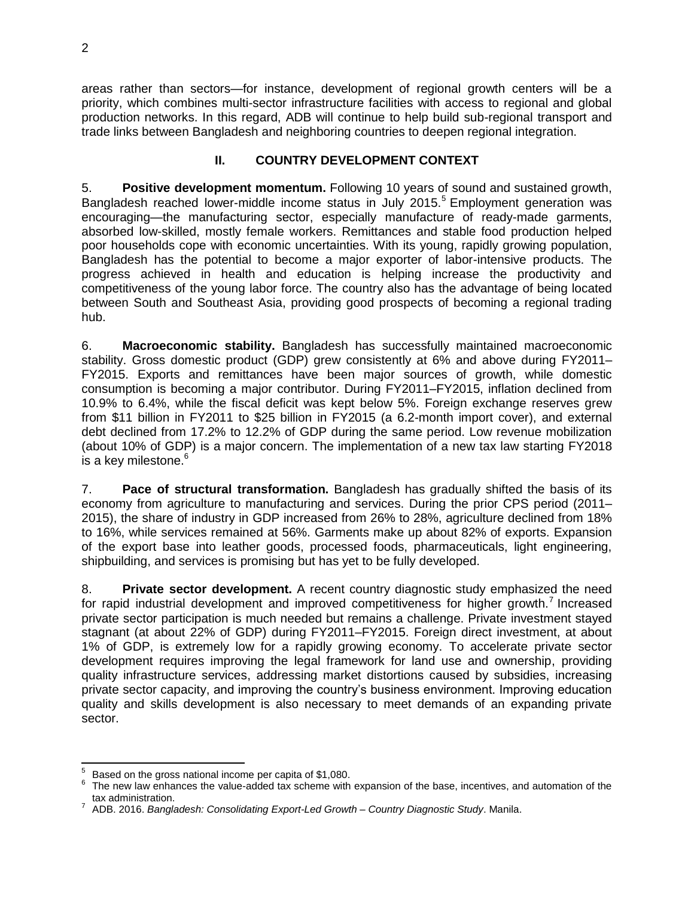areas rather than sectors—for instance, development of regional growth centers will be a priority, which combines multi-sector infrastructure facilities with access to regional and global production networks. In this regard, ADB will continue to help build sub-regional transport and trade links between Bangladesh and neighboring countries to deepen regional integration.

## II. COUNTRY DEVELOPMENT CONTEXT

5. **Positive development momentum.** Following 10 years of sound and sustained growth, Bangladesh reached lower-middle income status in July 2015.[5] Employment generation was encouraging—the manufacturing sector, especially manufacture of ready-made garments, absorbed low-skilled, mostly female workers. Remittances and stable food production helped poor households cope with economic uncertainties. With its young, rapidly growing population, Bangladesh has the potential to become a major exporter of labor-intensive products. The progress achieved in health and education is helping increase the productivity and competitiveness of the young labor force. The country also has the advantage of being located between South and Southeast Asia, providing good prospects of becoming a regional trading hub.

6. **Macroeconomic stability.** Bangladesh has successfully maintained macroeconomic stability. Gross domestic product (GDP) grew consistently at 6% and above during FY2011–FY2015. Exports and remittances have been major sources of growth, while domestic consumption is becoming a major contributor. During FY2011–FY2015, inflation declined from 10.9% to 6.4%, while the fiscal deficit was kept below 5%. Foreign exchange reserves grew from $11 billion in FY2011 to $25 billion in FY2015 (a 6.2-month import cover), and external debt declined from 17.2% to 12.2% of GDP during the same period. Low revenue mobilization (about 10% of GDP) is a major concern. The implementation of a new tax law starting FY2018 is a key milestone.[6]

7. **Pace of structural transformation.** Bangladesh has gradually shifted the basis of its economy from agriculture to manufacturing and services. During the prior CPS period (2011–2015), the share of industry in GDP increased from 26% to 28%, agriculture declined from 18% to 16%, while services remained at 56%. Garments make up about 82% of exports. Expansion of the export base into leather goods, processed foods, pharmaceuticals, light engineering, shipbuilding, and services is promising but has yet to be fully developed.

8. **Private sector development.** A recent country diagnostic study emphasized the need for rapid industrial development and improved competitiveness for higher growth.[7] Increased private sector participation is much needed but remains a challenge. Private investment stayed stagnant (at about 22% of GDP) during FY2011–FY2015. Foreign direct investment, at about 1% of GDP, is extremely low for a rapidly growing economy. To accelerate private sector development requires improving the legal framework for land use and ownership, providing quality infrastructure services, addressing market distortions caused by subsidies, increasing private sector capacity, and improving the country's business environment. Improving education quality and skills development is also necessary to meet demands of an expanding private sector.

---

[5] Based on the gross national income per capita of $1,080.

[6] The new law enhances the value-added tax scheme with expansion of the base, incentives, and automation of the tax administration.

[7] ADB. 2016. *Bangladesh: Consolidating Export-Led Growth – Country Diagnostic Study*. Manila.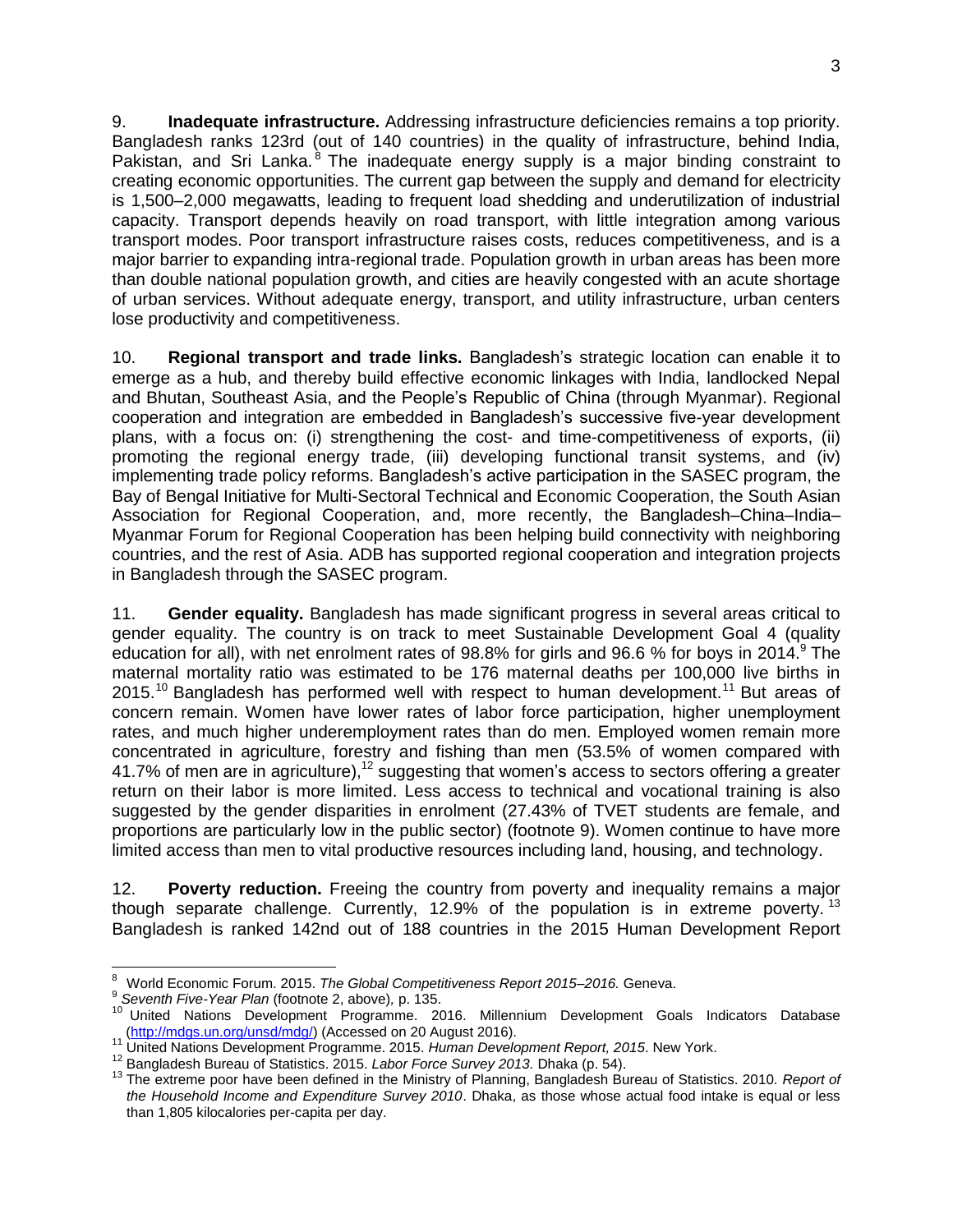9. **Inadequate infrastructure.** Addressing infrastructure deficiencies remains a top priority. Bangladesh ranks 123rd (out of 140 countries) in the quality of infrastructure, behind India, Pakistan, and Sri Lanka.[8] The inadequate energy supply is a major binding constraint to creating economic opportunities. The current gap between the supply and demand for electricity is 1,500–2,000 megawatts, leading to frequent load shedding and underutilization of industrial capacity. Transport depends heavily on road transport, with little integration among various transport modes. Poor transport infrastructure raises costs, reduces competitiveness, and is a major barrier to expanding intra-regional trade. Population growth in urban areas has been more than double national population growth, and cities are heavily congested with an acute shortage of urban services. Without adequate energy, transport, and utility infrastructure, urban centers lose productivity and competitiveness.

10. **Regional transport and trade links.** Bangladesh's strategic location can enable it to emerge as a hub, and thereby build effective economic linkages with India, landlocked Nepal and Bhutan, Southeast Asia, and the People's Republic of China (through Myanmar). Regional cooperation and integration are embedded in Bangladesh's successive five-year development plans, with a focus on: (i) strengthening the cost- and time-competitiveness of exports, (ii) promoting the regional energy trade, (iii) developing functional transit systems, and (iv) implementing trade policy reforms. Bangladesh's active participation in the SASEC program, the Bay of Bengal Initiative for Multi-Sectoral Technical and Economic Cooperation, the South Asian Association for Regional Cooperation, and, more recently, the Bangladesh–China–India–Myanmar Forum for Regional Cooperation has been helping build connectivity with neighboring countries, and the rest of Asia. ADB has supported regional cooperation and integration projects in Bangladesh through the SASEC program.

11. **Gender equality.** Bangladesh has made significant progress in several areas critical to gender equality. The country is on track to meet Sustainable Development Goal 4 (quality education for all), with net enrolment rates of 98.8% for girls and 96.6 % for boys in 2014.[9] The maternal mortality ratio was estimated to be 176 maternal deaths per 100,000 live births in 2015.[10] Bangladesh has performed well with respect to human development.[11] But areas of concern remain. Women have lower rates of labor force participation, higher unemployment rates, and much higher underemployment rates than do men. Employed women remain more concentrated in agriculture, forestry and fishing than men (53.5% of women compared with 41.7% of men are in agriculture),[12] suggesting that women's access to sectors offering a greater return on their labor is more limited. Less access to technical and vocational training is also suggested by the gender disparities in enrolment (27.43% of TVET students are female, and proportions are particularly low in the public sector) (footnote 9). Women continue to have more limited access than men to vital productive resources including land, housing, and technology.

12. **Poverty reduction.** Freeing the country from poverty and inequality remains a major though separate challenge. Currently, 12.9% of the population is in extreme poverty.[13] Bangladesh is ranked 142nd out of 188 countries in the 2015 Human Development Report

---

[8] World Economic Forum. 2015. *The Global Competitiveness Report 2015–2016.* Geneva.

[9] *Seventh Five-Year Plan* (footnote 2, above), p. 135.

[10] United Nations Development Programme. 2016. Millennium Development Goals Indicators Database (http://mdgs.un.org/unsd/mdg/) (Accessed on 20 August 2016).

[11] United Nations Development Programme. 2015. *Human Development Report, 2015*. New York.

[12] Bangladesh Bureau of Statistics. 2015. *Labor Force Survey 2013.* Dhaka (p. 54).

[13] The extreme poor have been defined in the Ministry of Planning, Bangladesh Bureau of Statistics. 2010. *Report of the Household Income and Expenditure Survey 2010*. Dhaka, as those whose actual food intake is equal or less than 1,805 kilocalories per-capita per day.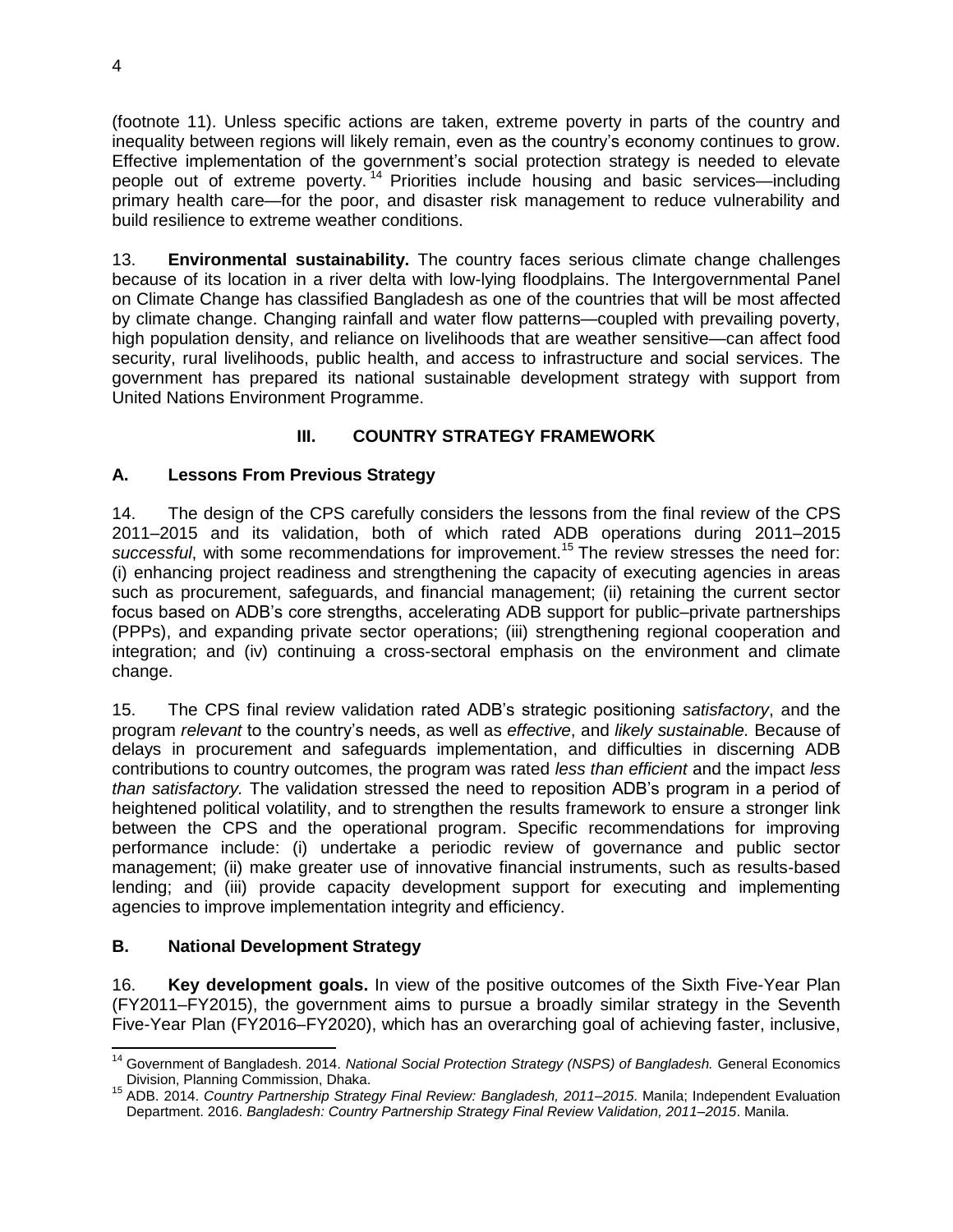(footnote 11). Unless specific actions are taken, extreme poverty in parts of the country and inequality between regions will likely remain, even as the country's economy continues to grow. Effective implementation of the government's social protection strategy is needed to elevate people out of extreme poverty.[14] Priorities include housing and basic services—including primary health care—for the poor, and disaster risk management to reduce vulnerability and build resilience to extreme weather conditions.

13. **Environmental sustainability.** The country faces serious climate change challenges because of its location in a river delta with low-lying floodplains. The Intergovernmental Panel on Climate Change has classified Bangladesh as one of the countries that will be most affected by climate change. Changing rainfall and water flow patterns—coupled with prevailing poverty, high population density, and reliance on livelihoods that are weather sensitive—can affect food security, rural livelihoods, public health, and access to infrastructure and social services. The government has prepared its national sustainable development strategy with support from United Nations Environment Programme.

## III. COUNTRY STRATEGY FRAMEWORK

### A. Lessons From Previous Strategy

14. The design of the CPS carefully considers the lessons from the final review of the CPS 2011–2015 and its validation, both of which rated ADB operations during 2011–2015 *successful*, with some recommendations for improvement.[15] The review stresses the need for: (i) enhancing project readiness and strengthening the capacity of executing agencies in areas such as procurement, safeguards, and financial management; (ii) retaining the current sector focus based on ADB's core strengths, accelerating ADB support for public–private partnerships (PPPs), and expanding private sector operations; (iii) strengthening regional cooperation and integration; and (iv) continuing a cross-sectoral emphasis on the environment and climate change.

15. The CPS final review validation rated ADB's strategic positioning *satisfactory*, and the program *relevant* to the country's needs, as well as *effective*, and *likely sustainable.* Because of delays in procurement and safeguards implementation, and difficulties in discerning ADB contributions to country outcomes, the program was rated *less than efficient* and the impact *less than satisfactory.* The validation stressed the need to reposition ADB's program in a period of heightened political volatility, and to strengthen the results framework to ensure a stronger link between the CPS and the operational program. Specific recommendations for improving performance include: (i) undertake a periodic review of governance and public sector management; (ii) make greater use of innovative financial instruments, such as results-based lending; and (iii) provide capacity development support for executing and implementing agencies to improve implementation integrity and efficiency.

### B. National Development Strategy

16. **Key development goals.** In view of the positive outcomes of the Sixth Five-Year Plan (FY2011–FY2015), the government aims to pursue a broadly similar strategy in the Seventh Five-Year Plan (FY2016–FY2020), which has an overarching goal of achieving faster, inclusive,

---

[14] Government of Bangladesh. 2014. *National Social Protection Strategy (NSPS) of Bangladesh.* General Economics Division, Planning Commission, Dhaka.

[15] ADB. 2014. *Country Partnership Strategy Final Review: Bangladesh, 2011–2015*. Manila; Independent Evaluation Department. 2016. *Bangladesh: Country Partnership Strategy Final Review Validation, 2011–2015*. Manila.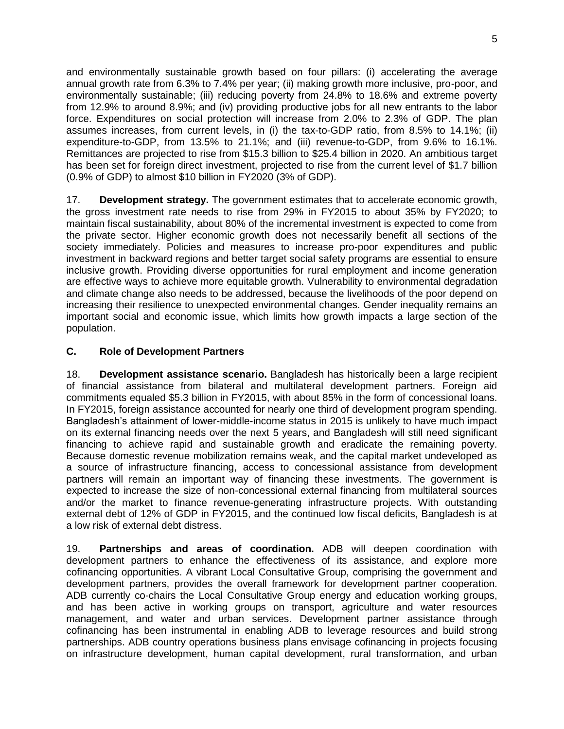and environmentally sustainable growth based on four pillars: (i) accelerating the average annual growth rate from 6.3% to 7.4% per year; (ii) making growth more inclusive, pro-poor, and environmentally sustainable; (iii) reducing poverty from 24.8% to 18.6% and extreme poverty from 12.9% to around 8.9%; and (iv) providing productive jobs for all new entrants to the labor force. Expenditures on social protection will increase from 2.0% to 2.3% of GDP. The plan assumes increases, from current levels, in (i) the tax-to-GDP ratio, from 8.5% to 14.1%; (ii) expenditure-to-GDP, from 13.5% to 21.1%; and (iii) revenue-to-GDP, from 9.6% to 16.1%. Remittances are projected to rise from $15.3 billion to $25.4 billion in 2020. An ambitious target has been set for foreign direct investment, projected to rise from the current level of $1.7 billion (0.9% of GDP) to almost $10 billion in FY2020 (3% of GDP).

17. **Development strategy.** The government estimates that to accelerate economic growth, the gross investment rate needs to rise from 29% in FY2015 to about 35% by FY2020; to maintain fiscal sustainability, about 80% of the incremental investment is expected to come from the private sector. Higher economic growth does not necessarily benefit all sections of the society immediately. Policies and measures to increase pro-poor expenditures and public investment in backward regions and better target social safety programs are essential to ensure inclusive growth. Providing diverse opportunities for rural employment and income generation are effective ways to achieve more equitable growth. Vulnerability to environmental degradation and climate change also needs to be addressed, because the livelihoods of the poor depend on increasing their resilience to unexpected environmental changes. Gender inequality remains an important social and economic issue, which limits how growth impacts a large section of the population.

## C. Role of Development Partners

18. **Development assistance scenario.** Bangladesh has historically been a large recipient of financial assistance from bilateral and multilateral development partners. Foreign aid commitments equaled $5.3 billion in FY2015, with about 85% in the form of concessional loans. In FY2015, foreign assistance accounted for nearly one third of development program spending. Bangladesh's attainment of lower-middle-income status in 2015 is unlikely to have much impact on its external financing needs over the next 5 years, and Bangladesh will still need significant financing to achieve rapid and sustainable growth and eradicate the remaining poverty. Because domestic revenue mobilization remains weak, and the capital market undeveloped as a source of infrastructure financing, access to concessional assistance from development partners will remain an important way of financing these investments. The government is expected to increase the size of non-concessional external financing from multilateral sources and/or the market to finance revenue-generating infrastructure projects. With outstanding external debt of 12% of GDP in FY2015, and the continued low fiscal deficits, Bangladesh is at a low risk of external debt distress.

19. **Partnerships and areas of coordination.** ADB will deepen coordination with development partners to enhance the effectiveness of its assistance, and explore more cofinancing opportunities. A vibrant Local Consultative Group, comprising the government and development partners, provides the overall framework for development partner cooperation. ADB currently co-chairs the Local Consultative Group energy and education working groups, and has been active in working groups on transport, agriculture and water resources management, and water and urban services. Development partner assistance through cofinancing has been instrumental in enabling ADB to leverage resources and build strong partnerships. ADB country operations business plans envisage cofinancing in projects focusing on infrastructure development, human capital development, rural transformation, and urban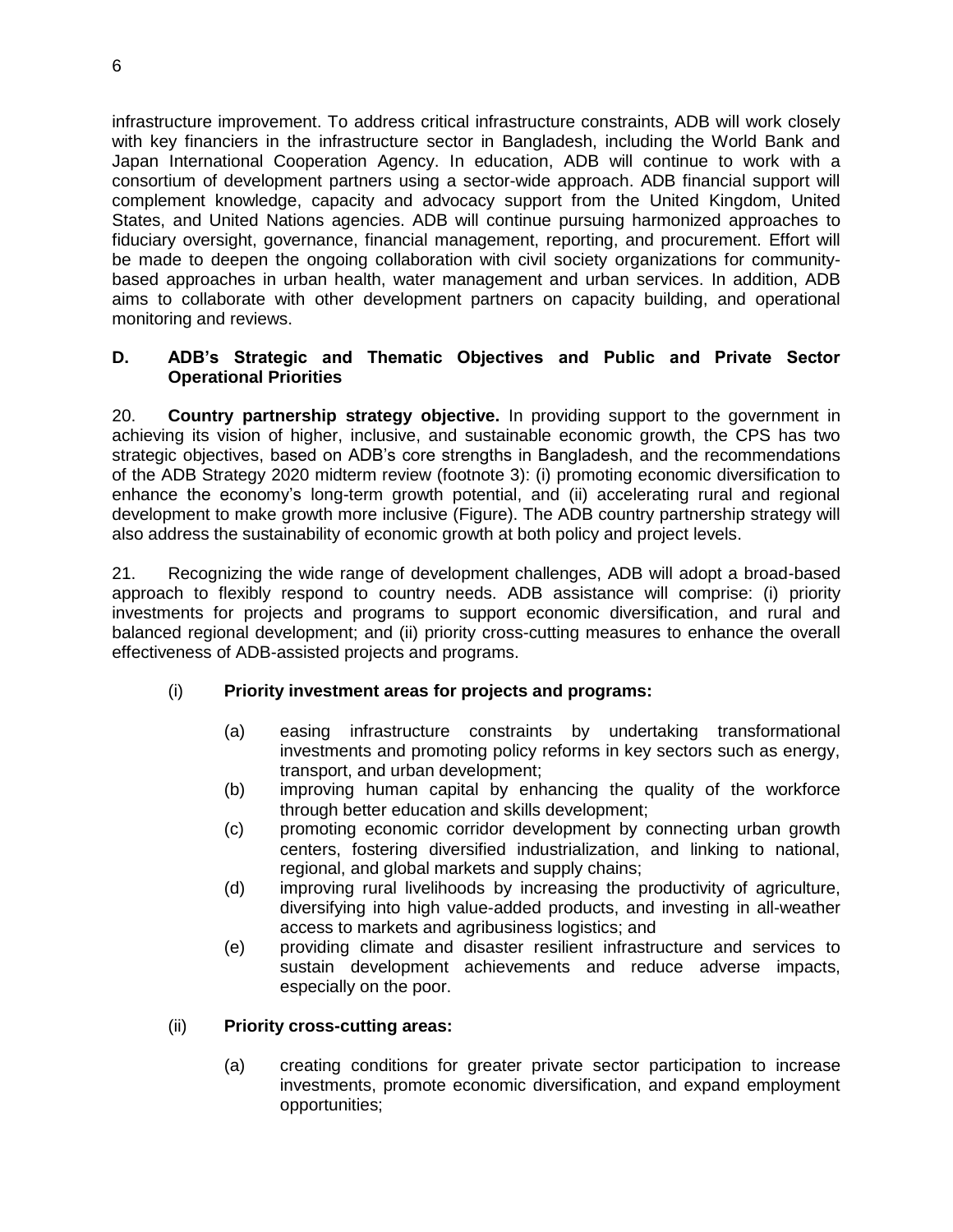infrastructure improvement. To address critical infrastructure constraints, ADB will work closely with key financiers in the infrastructure sector in Bangladesh, including the World Bank and Japan International Cooperation Agency. In education, ADB will continue to work with a consortium of development partners using a sector-wide approach. ADB financial support will complement knowledge, capacity and advocacy support from the United Kingdom, United States, and United Nations agencies. ADB will continue pursuing harmonized approaches to fiduciary oversight, governance, financial management, reporting, and procurement. Effort will be made to deepen the ongoing collaboration with civil society organizations for community-based approaches in urban health, water management and urban services. In addition, ADB aims to collaborate with other development partners on capacity building, and operational monitoring and reviews.

### D. ADB's Strategic and Thematic Objectives and Public and Private Sector Operational Priorities

20. **Country partnership strategy objective.** In providing support to the government in achieving its vision of higher, inclusive, and sustainable economic growth, the CPS has two strategic objectives, based on ADB's core strengths in Bangladesh, and the recommendations of the ADB Strategy 2020 midterm review (footnote 3): (i) promoting economic diversification to enhance the economy's long-term growth potential, and (ii) accelerating rural and regional development to make growth more inclusive (Figure). The ADB country partnership strategy will also address the sustainability of economic growth at both policy and project levels.

21. Recognizing the wide range of development challenges, ADB will adopt a broad-based approach to flexibly respond to country needs. ADB assistance will comprise: (i) priority investments for projects and programs to support economic diversification, and rural and balanced regional development; and (ii) priority cross-cutting measures to enhance the overall effectiveness of ADB-assisted projects and programs.

(i) **Priority investment areas for projects and programs:**

- (a) easing infrastructure constraints by undertaking transformational investments and promoting policy reforms in key sectors such as energy, transport, and urban development;
- (b) improving human capital by enhancing the quality of the workforce through better education and skills development;
- (c) promoting economic corridor development by connecting urban growth centers, fostering diversified industrialization, and linking to national, regional, and global markets and supply chains;
- (d) improving rural livelihoods by increasing the productivity of agriculture, diversifying into high value-added products, and investing in all-weather access to markets and agribusiness logistics; and
- (e) providing climate and disaster resilient infrastructure and services to sustain development achievements and reduce adverse impacts, especially on the poor.

(ii) **Priority cross-cutting areas:**

- (a) creating conditions for greater private sector participation to increase investments, promote economic diversification, and expand employment opportunities;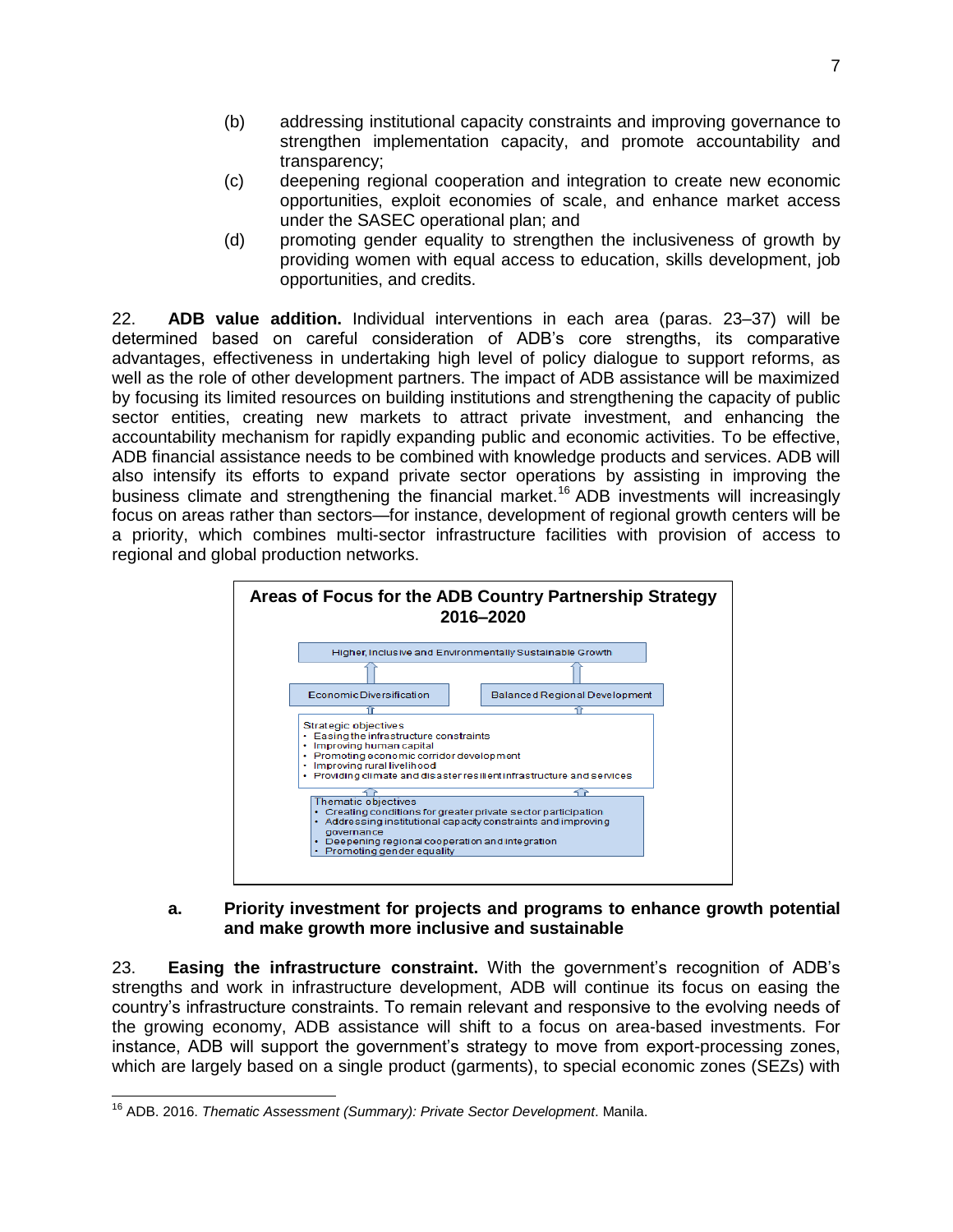(b) addressing institutional capacity constraints and improving governance to strengthen implementation capacity, and promote accountability and transparency;

(c) deepening regional cooperation and integration to create new economic opportunities, exploit economies of scale, and enhance market access under the SASEC operational plan; and

(d) promoting gender equality to strengthen the inclusiveness of growth by providing women with equal access to education, skills development, job opportunities, and credits.

22. **ADB value addition.** Individual interventions in each area (paras. 23–37) will be determined based on careful consideration of ADB's core strengths, its comparative advantages, effectiveness in undertaking high level of policy dialogue to support reforms, as well as the role of other development partners. The impact of ADB assistance will be maximized by focusing its limited resources on building institutions and strengthening the capacity of public sector entities, creating new markets to attract private investment, and enhancing the accountability mechanism for rapidly expanding public and economic activities. To be effective, ADB financial assistance needs to be combined with knowledge products and services. ADB will also intensify its efforts to expand private sector operations by assisting in improving the business climate and strengthening the financial market.[16] ADB investments will increasingly focus on areas rather than sectors—for instance, development of regional growth centers will be a priority, which combines multi-sector infrastructure facilities with provision of access to regional and global production networks.

**Areas of Focus for the ADB Country Partnership Strategy 2016–2020**

Higher, Inclusive and Environmentally Sustainable Growth

Economic Diversification | Balanced Regional Development

Strategic objectives
- Easing the infrastructure constraints
- Improving human capital
- Promoting economic corridor development
- Improving rural livelihood
- Providing climate and disaster resilient infrastructure and services

Thematic objectives
- Creating conditions for greater private sector participation
- Addressing institutional capacity constraints and improving governance
- Deepening regional cooperation and integration
- Promoting gender equality

### a. Priority investment for projects and programs to enhance growth potential and make growth more inclusive and sustainable

23. **Easing the infrastructure constraint.** With the government's recognition of ADB's strengths and work in infrastructure development, ADB will continue its focus on easing the country's infrastructure constraints. To remain relevant and responsive to the evolving needs of the growing economy, ADB assistance will shift to a focus on area-based investments. For instance, ADB will support the government's strategy to move from export-processing zones, which are largely based on a single product (garments), to special economic zones (SEZs) with

[16] ADB. 2016. *Thematic Assessment (Summary): Private Sector Development*. Manila.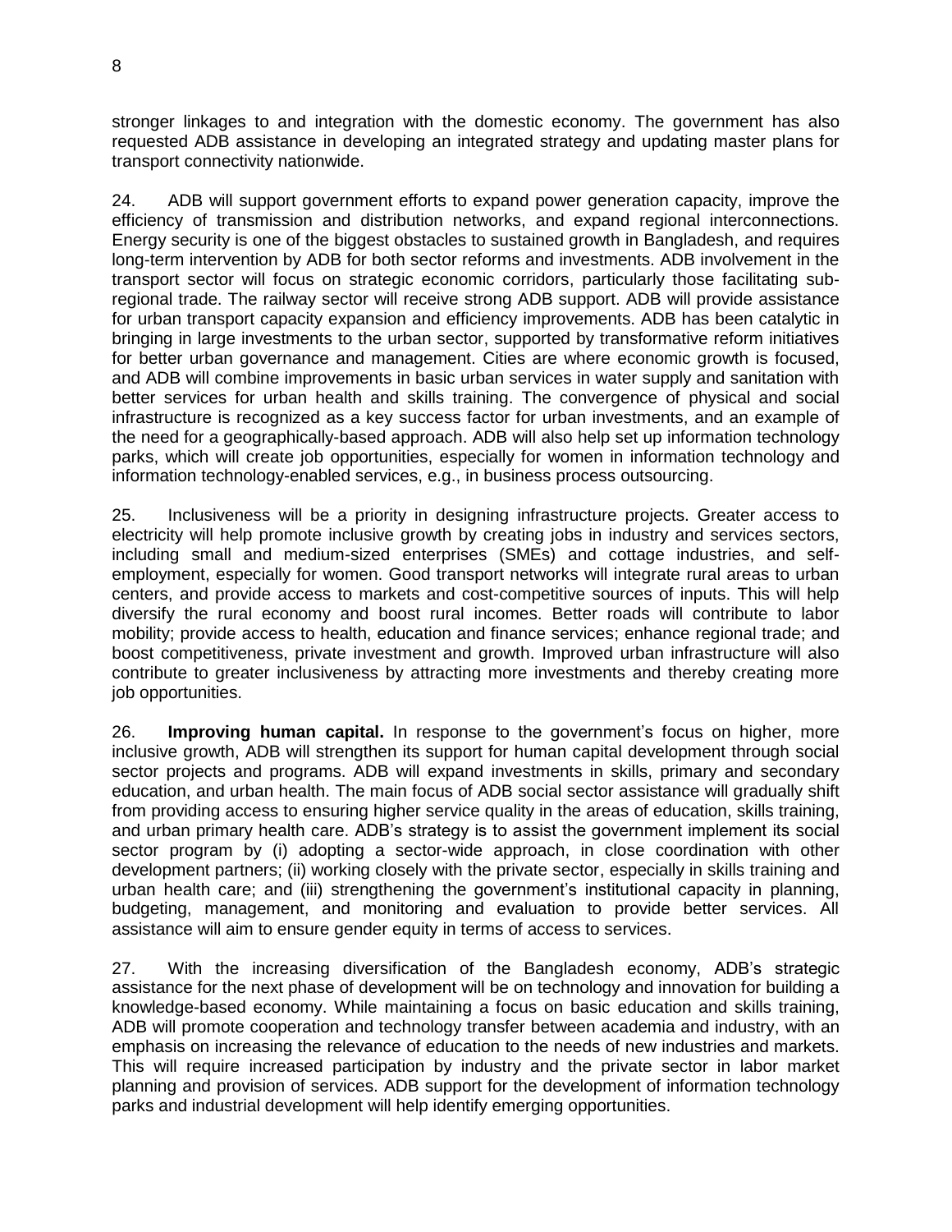stronger linkages to and integration with the domestic economy. The government has also requested ADB assistance in developing an integrated strategy and updating master plans for transport connectivity nationwide.

24. ADB will support government efforts to expand power generation capacity, improve the efficiency of transmission and distribution networks, and expand regional interconnections. Energy security is one of the biggest obstacles to sustained growth in Bangladesh, and requires long-term intervention by ADB for both sector reforms and investments. ADB involvement in the transport sector will focus on strategic economic corridors, particularly those facilitating sub-regional trade. The railway sector will receive strong ADB support. ADB will provide assistance for urban transport capacity expansion and efficiency improvements. ADB has been catalytic in bringing in large investments to the urban sector, supported by transformative reform initiatives for better urban governance and management. Cities are where economic growth is focused, and ADB will combine improvements in basic urban services in water supply and sanitation with better services for urban health and skills training. The convergence of physical and social infrastructure is recognized as a key success factor for urban investments, and an example of the need for a geographically-based approach. ADB will also help set up information technology parks, which will create job opportunities, especially for women in information technology and information technology-enabled services, e.g., in business process outsourcing.

25. Inclusiveness will be a priority in designing infrastructure projects. Greater access to electricity will help promote inclusive growth by creating jobs in industry and services sectors, including small and medium-sized enterprises (SMEs) and cottage industries, and self-employment, especially for women. Good transport networks will integrate rural areas to urban centers, and provide access to markets and cost-competitive sources of inputs. This will help diversify the rural economy and boost rural incomes. Better roads will contribute to labor mobility; provide access to health, education and finance services; enhance regional trade; and boost competitiveness, private investment and growth. Improved urban infrastructure will also contribute to greater inclusiveness by attracting more investments and thereby creating more job opportunities.

26. **Improving human capital.** In response to the government's focus on higher, more inclusive growth, ADB will strengthen its support for human capital development through social sector projects and programs. ADB will expand investments in skills, primary and secondary education, and urban health. The main focus of ADB social sector assistance will gradually shift from providing access to ensuring higher service quality in the areas of education, skills training, and urban primary health care. ADB's strategy is to assist the government implement its social sector program by (i) adopting a sector-wide approach, in close coordination with other development partners; (ii) working closely with the private sector, especially in skills training and urban health care; and (iii) strengthening the government's institutional capacity in planning, budgeting, management, and monitoring and evaluation to provide better services. All assistance will aim to ensure gender equity in terms of access to services.

27. With the increasing diversification of the Bangladesh economy, ADB's strategic assistance for the next phase of development will be on technology and innovation for building a knowledge-based economy. While maintaining a focus on basic education and skills training, ADB will promote cooperation and technology transfer between academia and industry, with an emphasis on increasing the relevance of education to the needs of new industries and markets. This will require increased participation by industry and the private sector in labor market planning and provision of services. ADB support for the development of information technology parks and industrial development will help identify emerging opportunities.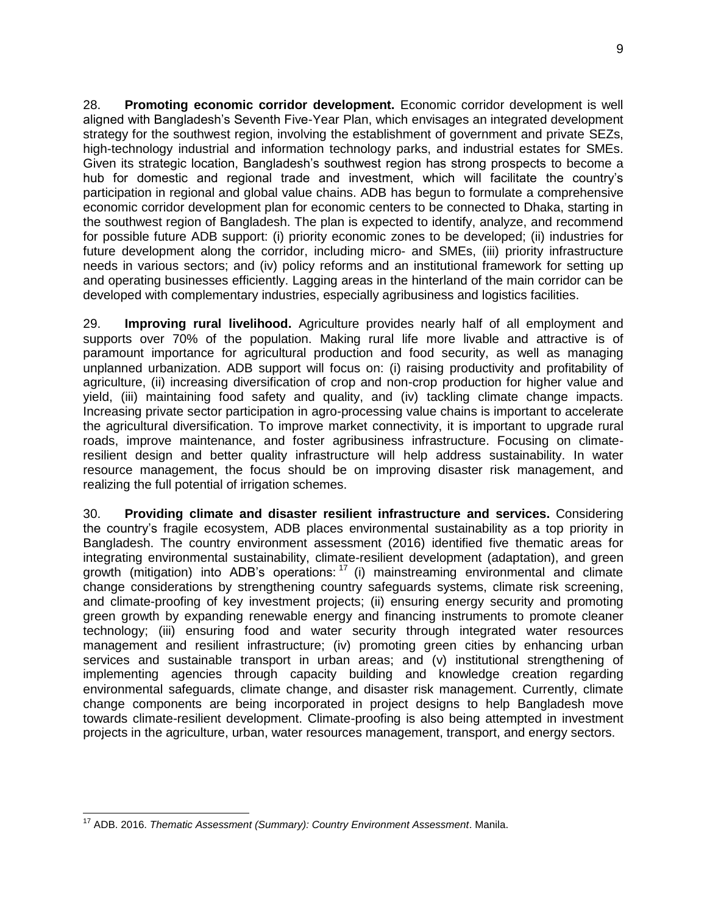28. **Promoting economic corridor development.** Economic corridor development is well aligned with Bangladesh's Seventh Five-Year Plan, which envisages an integrated development strategy for the southwest region, involving the establishment of government and private SEZs, high-technology industrial and information technology parks, and industrial estates for SMEs. Given its strategic location, Bangladesh's southwest region has strong prospects to become a hub for domestic and regional trade and investment, which will facilitate the country's participation in regional and global value chains. ADB has begun to formulate a comprehensive economic corridor development plan for economic centers to be connected to Dhaka, starting in the southwest region of Bangladesh. The plan is expected to identify, analyze, and recommend for possible future ADB support: (i) priority economic zones to be developed; (ii) industries for future development along the corridor, including micro- and SMEs, (iii) priority infrastructure needs in various sectors; and (iv) policy reforms and an institutional framework for setting up and operating businesses efficiently. Lagging areas in the hinterland of the main corridor can be developed with complementary industries, especially agribusiness and logistics facilities.

29. **Improving rural livelihood.** Agriculture provides nearly half of all employment and supports over 70% of the population. Making rural life more livable and attractive is of paramount importance for agricultural production and food security, as well as managing unplanned urbanization. ADB support will focus on: (i) raising productivity and profitability of agriculture, (ii) increasing diversification of crop and non-crop production for higher value and yield, (iii) maintaining food safety and quality, and (iv) tackling climate change impacts. Increasing private sector participation in agro-processing value chains is important to accelerate the agricultural diversification. To improve market connectivity, it is important to upgrade rural roads, improve maintenance, and foster agribusiness infrastructure. Focusing on climate-resilient design and better quality infrastructure will help address sustainability. In water resource management, the focus should be on improving disaster risk management, and realizing the full potential of irrigation schemes.

30. **Providing climate and disaster resilient infrastructure and services.** Considering the country's fragile ecosystem, ADB places environmental sustainability as a top priority in Bangladesh. The country environment assessment (2016) identified five thematic areas for integrating environmental sustainability, climate-resilient development (adaptation), and green growth (mitigation) into ADB's operations:[17] (i) mainstreaming environmental and climate change considerations by strengthening country safeguards systems, climate risk screening, and climate-proofing of key investment projects; (ii) ensuring energy security and promoting green growth by expanding renewable energy and financing instruments to promote cleaner technology; (iii) ensuring food and water security through integrated water resources management and resilient infrastructure; (iv) promoting green cities by enhancing urban services and sustainable transport in urban areas; and (v) institutional strengthening of implementing agencies through capacity building and knowledge creation regarding environmental safeguards, climate change, and disaster risk management. Currently, climate change components are being incorporated in project designs to help Bangladesh move towards climate-resilient development. Climate-proofing is also being attempted in investment projects in the agriculture, urban, water resources management, transport, and energy sectors.

---

[17] ADB. 2016. *Thematic Assessment (Summary): Country Environment Assessment*. Manila.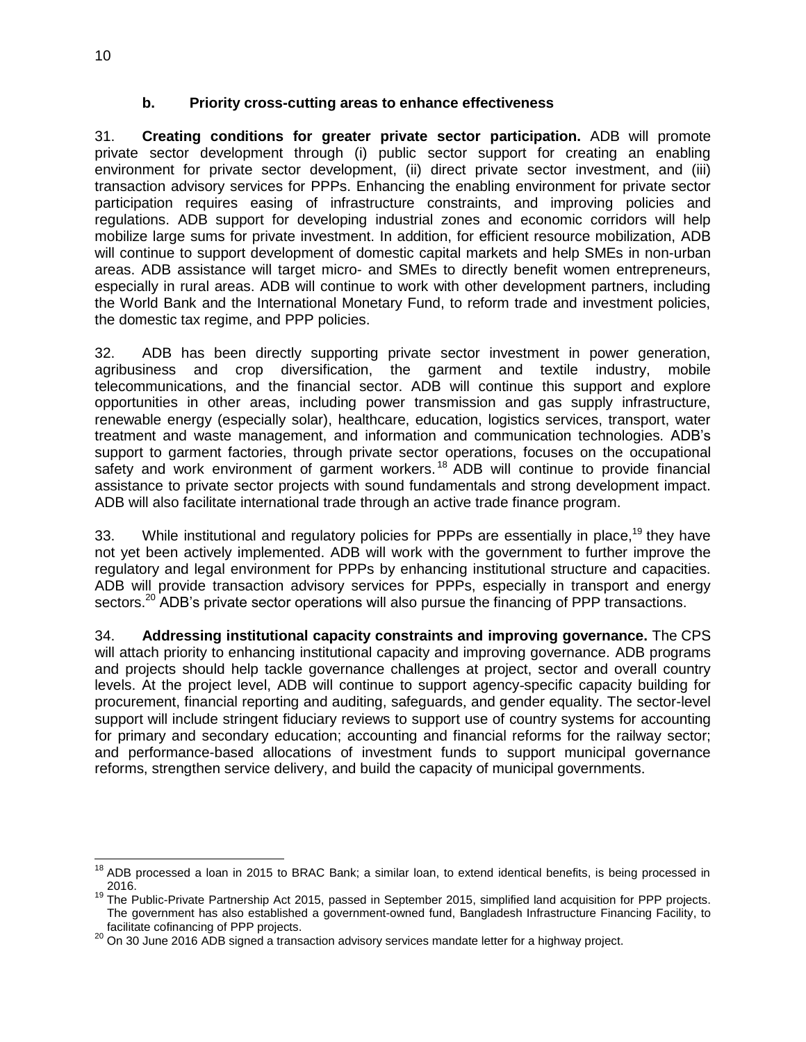#### b. Priority cross-cutting areas to enhance effectiveness

31. **Creating conditions for greater private sector participation.** ADB will promote private sector development through (i) public sector support for creating an enabling environment for private sector development, (ii) direct private sector investment, and (iii) transaction advisory services for PPPs. Enhancing the enabling environment for private sector participation requires easing of infrastructure constraints, and improving policies and regulations. ADB support for developing industrial zones and economic corridors will help mobilize large sums for private investment. In addition, for efficient resource mobilization, ADB will continue to support development of domestic capital markets and help SMEs in non-urban areas. ADB assistance will target micro- and SMEs to directly benefit women entrepreneurs, especially in rural areas. ADB will continue to work with other development partners, including the World Bank and the International Monetary Fund, to reform trade and investment policies, the domestic tax regime, and PPP policies.

32. ADB has been directly supporting private sector investment in power generation, agribusiness and crop diversification, the garment and textile industry, mobile telecommunications, and the financial sector. ADB will continue this support and explore opportunities in other areas, including power transmission and gas supply infrastructure, renewable energy (especially solar), healthcare, education, logistics services, transport, water treatment and waste management, and information and communication technologies. ADB's support to garment factories, through private sector operations, focuses on the occupational safety and work environment of garment workers.[18] ADB will continue to provide financial assistance to private sector projects with sound fundamentals and strong development impact. ADB will also facilitate international trade through an active trade finance program.

33. While institutional and regulatory policies for PPPs are essentially in place,[19] they have not yet been actively implemented. ADB will work with the government to further improve the regulatory and legal environment for PPPs by enhancing institutional structure and capacities. ADB will provide transaction advisory services for PPPs, especially in transport and energy sectors.[20] ADB's private sector operations will also pursue the financing of PPP transactions.

34. **Addressing institutional capacity constraints and improving governance.** The CPS will attach priority to enhancing institutional capacity and improving governance. ADB programs and projects should help tackle governance challenges at project, sector and overall country levels. At the project level, ADB will continue to support agency-specific capacity building for procurement, financial reporting and auditing, safeguards, and gender equality. The sector-level support will include stringent fiduciary reviews to support use of country systems for accounting for primary and secondary education; accounting and financial reforms for the railway sector; and performance-based allocations of investment funds to support municipal governance reforms, strengthen service delivery, and build the capacity of municipal governments.

---

[18] ADB processed a loan in 2015 to BRAC Bank; a similar loan, to extend identical benefits, is being processed in 2016.

[19] The Public-Private Partnership Act 2015, passed in September 2015, simplified land acquisition for PPP projects. The government has also established a government-owned fund, Bangladesh Infrastructure Financing Facility, to facilitate cofinancing of PPP projects.

[20] On 30 June 2016 ADB signed a transaction advisory services mandate letter for a highway project.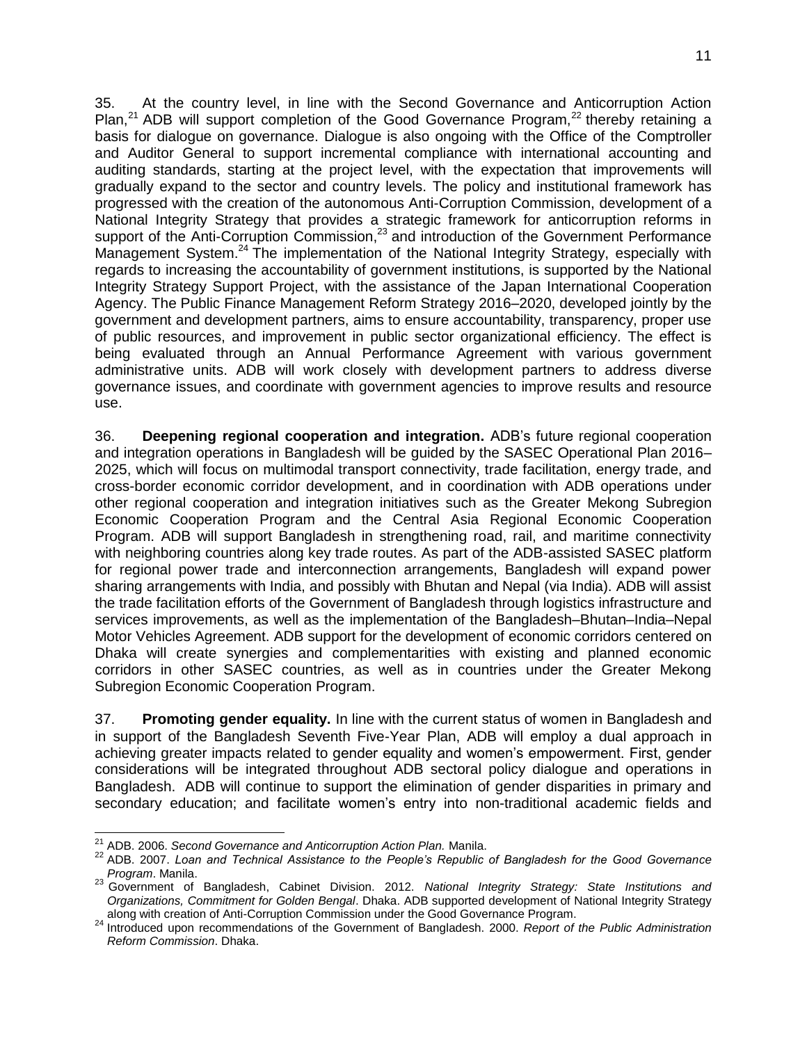35. At the country level, in line with the Second Governance and Anticorruption Action Plan,[21] ADB will support completion of the Good Governance Program,[22] thereby retaining a basis for dialogue on governance. Dialogue is also ongoing with the Office of the Comptroller and Auditor General to support incremental compliance with international accounting and auditing standards, starting at the project level, with the expectation that improvements will gradually expand to the sector and country levels. The policy and institutional framework has progressed with the creation of the autonomous Anti-Corruption Commission, development of a National Integrity Strategy that provides a strategic framework for anticorruption reforms in support of the Anti-Corruption Commission,[23] and introduction of the Government Performance Management System.[24] The implementation of the National Integrity Strategy, especially with regards to increasing the accountability of government institutions, is supported by the National Integrity Strategy Support Project, with the assistance of the Japan International Cooperation Agency. The Public Finance Management Reform Strategy 2016–2020, developed jointly by the government and development partners, aims to ensure accountability, transparency, proper use of public resources, and improvement in public sector organizational efficiency. The effect is being evaluated through an Annual Performance Agreement with various government administrative units. ADB will work closely with development partners to address diverse governance issues, and coordinate with government agencies to improve results and resource use.

36. **Deepening regional cooperation and integration.** ADB's future regional cooperation and integration operations in Bangladesh will be guided by the SASEC Operational Plan 2016–2025, which will focus on multimodal transport connectivity, trade facilitation, energy trade, and cross-border economic corridor development, and in coordination with ADB operations under other regional cooperation and integration initiatives such as the Greater Mekong Subregion Economic Cooperation Program and the Central Asia Regional Economic Cooperation Program. ADB will support Bangladesh in strengthening road, rail, and maritime connectivity with neighboring countries along key trade routes. As part of the ADB-assisted SASEC platform for regional power trade and interconnection arrangements, Bangladesh will expand power sharing arrangements with India, and possibly with Bhutan and Nepal (via India). ADB will assist the trade facilitation efforts of the Government of Bangladesh through logistics infrastructure and services improvements, as well as the implementation of the Bangladesh–Bhutan–India–Nepal Motor Vehicles Agreement. ADB support for the development of economic corridors centered on Dhaka will create synergies and complementarities with existing and planned economic corridors in other SASEC countries, as well as in countries under the Greater Mekong Subregion Economic Cooperation Program.

37. **Promoting gender equality.** In line with the current status of women in Bangladesh and in support of the Bangladesh Seventh Five-Year Plan, ADB will employ a dual approach in achieving greater impacts related to gender equality and women's empowerment. First, gender considerations will be integrated throughout ADB sectoral policy dialogue and operations in Bangladesh. ADB will continue to support the elimination of gender disparities in primary and secondary education; and facilitate women's entry into non-traditional academic fields and

---

[21] ADB. 2006. *Second Governance and Anticorruption Action Plan.* Manila.

[22] ADB. 2007. *Loan and Technical Assistance to the People's Republic of Bangladesh for the Good Governance Program*. Manila.

[23] Government of Bangladesh, Cabinet Division. 2012. *National Integrity Strategy: State Institutions and Organizations, Commitment for Golden Bengal*. Dhaka. ADB supported development of National Integrity Strategy along with creation of Anti-Corruption Commission under the Good Governance Program.

[24] Introduced upon recommendations of the Government of Bangladesh. 2000. *Report of the Public Administration Reform Commission*. Dhaka.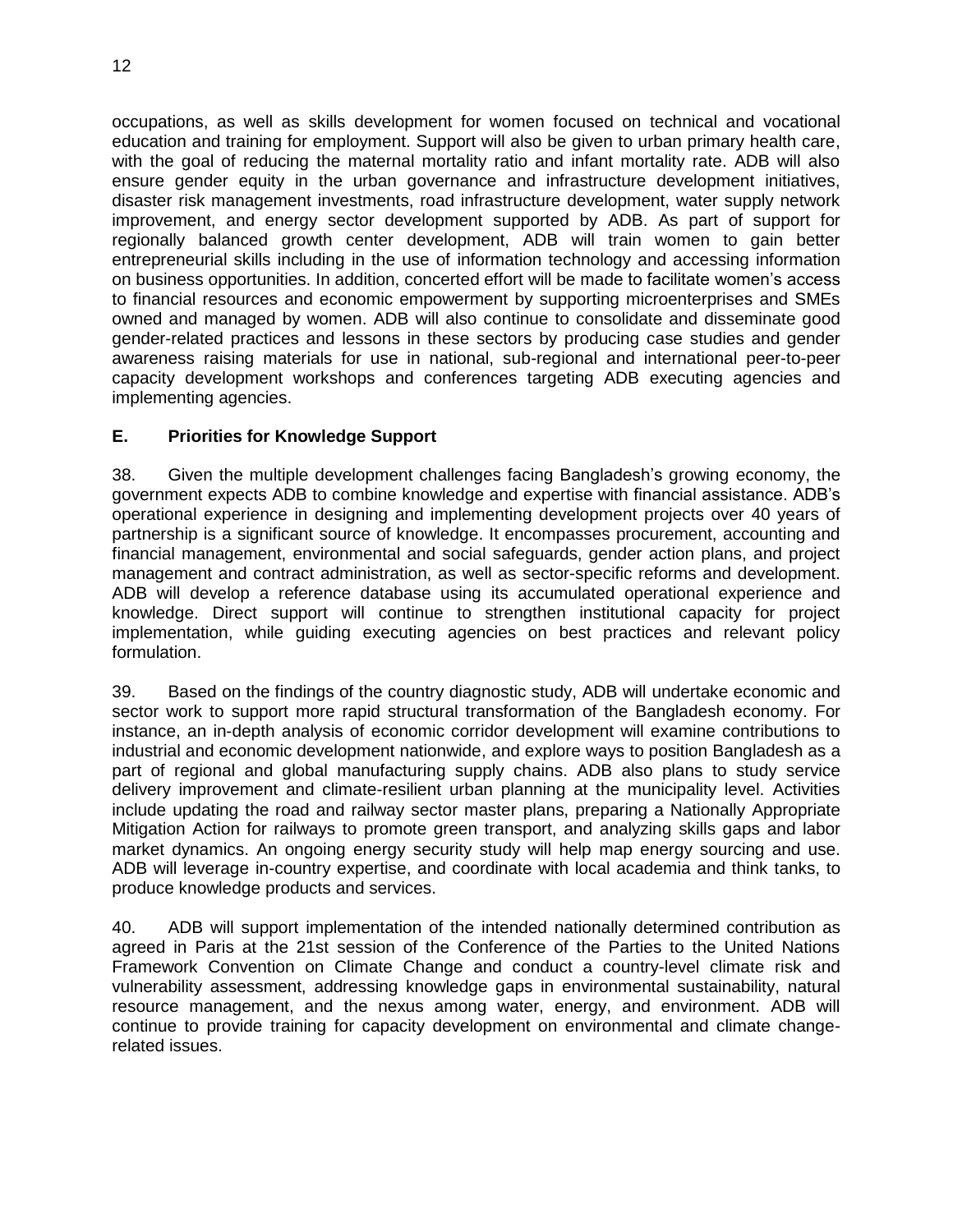occupations, as well as skills development for women focused on technical and vocational education and training for employment. Support will also be given to urban primary health care, with the goal of reducing the maternal mortality ratio and infant mortality rate. ADB will also ensure gender equity in the urban governance and infrastructure development initiatives, disaster risk management investments, road infrastructure development, water supply network improvement, and energy sector development supported by ADB. As part of support for regionally balanced growth center development, ADB will train women to gain better entrepreneurial skills including in the use of information technology and accessing information on business opportunities. In addition, concerted effort will be made to facilitate women's access to financial resources and economic empowerment by supporting microenterprises and SMEs owned and managed by women. ADB will also continue to consolidate and disseminate good gender-related practices and lessons in these sectors by producing case studies and gender awareness raising materials for use in national, sub-regional and international peer-to-peer capacity development workshops and conferences targeting ADB executing agencies and implementing agencies.

## E. Priorities for Knowledge Support

38. Given the multiple development challenges facing Bangladesh's growing economy, the government expects ADB to combine knowledge and expertise with financial assistance. ADB's operational experience in designing and implementing development projects over 40 years of partnership is a significant source of knowledge. It encompasses procurement, accounting and financial management, environmental and social safeguards, gender action plans, and project management and contract administration, as well as sector-specific reforms and development. ADB will develop a reference database using its accumulated operational experience and knowledge. Direct support will continue to strengthen institutional capacity for project implementation, while guiding executing agencies on best practices and relevant policy formulation.

39. Based on the findings of the country diagnostic study, ADB will undertake economic and sector work to support more rapid structural transformation of the Bangladesh economy. For instance, an in-depth analysis of economic corridor development will examine contributions to industrial and economic development nationwide, and explore ways to position Bangladesh as a part of regional and global manufacturing supply chains. ADB also plans to study service delivery improvement and climate-resilient urban planning at the municipality level. Activities include updating the road and railway sector master plans, preparing a Nationally Appropriate Mitigation Action for railways to promote green transport, and analyzing skills gaps and labor market dynamics. An ongoing energy security study will help map energy sourcing and use. ADB will leverage in-country expertise, and coordinate with local academia and think tanks, to produce knowledge products and services.

40. ADB will support implementation of the intended nationally determined contribution as agreed in Paris at the 21st session of the Conference of the Parties to the United Nations Framework Convention on Climate Change and conduct a country-level climate risk and vulnerability assessment, addressing knowledge gaps in environmental sustainability, natural resource management, and the nexus among water, energy, and environment. ADB will continue to provide training for capacity development on environmental and climate change-related issues.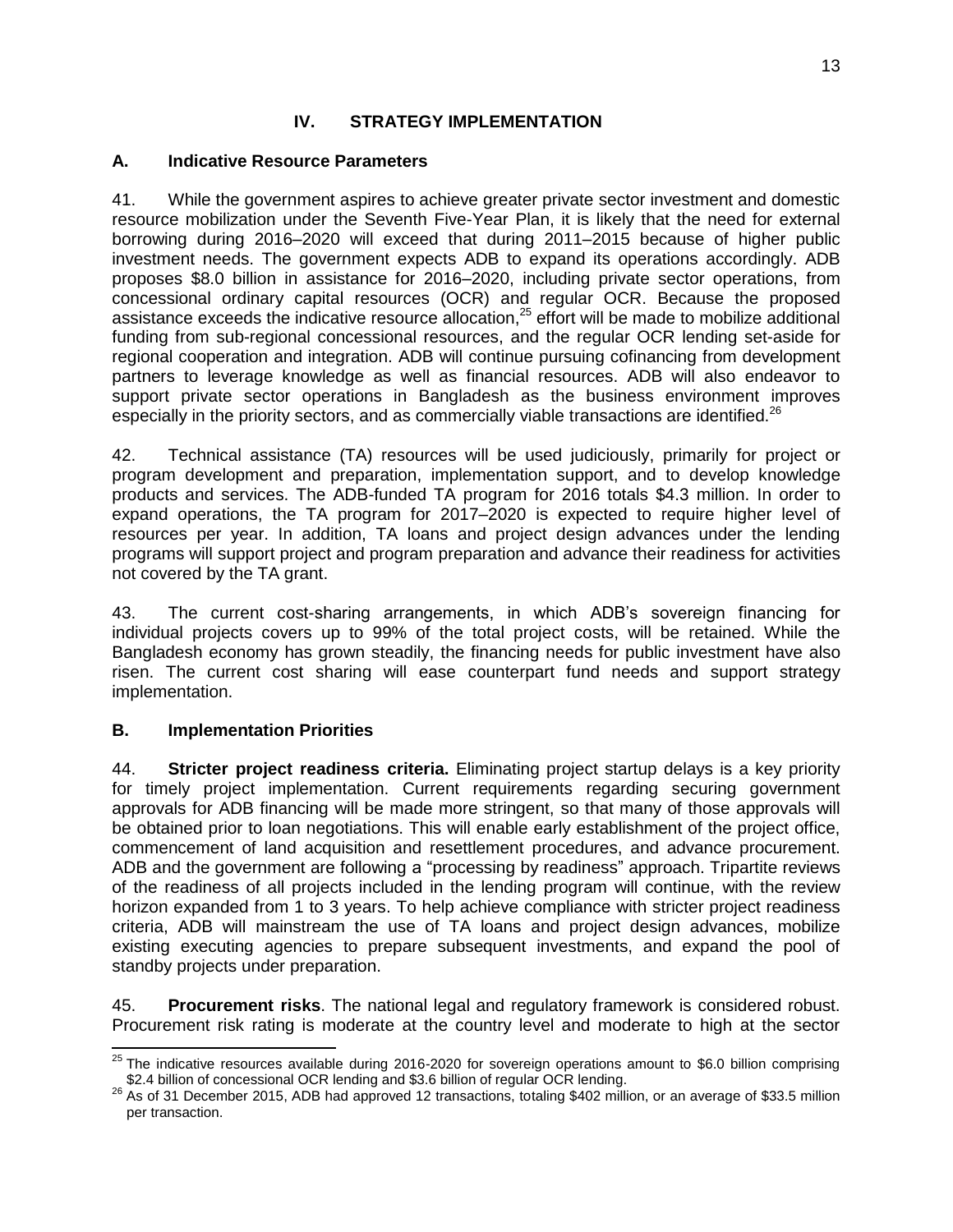# IV. STRATEGY IMPLEMENTATION

## A. Indicative Resource Parameters

41. While the government aspires to achieve greater private sector investment and domestic resource mobilization under the Seventh Five-Year Plan, it is likely that the need for external borrowing during 2016–2020 will exceed that during 2011–2015 because of higher public investment needs. The government expects ADB to expand its operations accordingly. ADB proposes $8.0 billion in assistance for 2016–2020, including private sector operations, from concessional ordinary capital resources (OCR) and regular OCR. Because the proposed assistance exceeds the indicative resource allocation,[25] effort will be made to mobilize additional funding from sub-regional concessional resources, and the regular OCR lending set-aside for regional cooperation and integration. ADB will continue pursuing cofinancing from development partners to leverage knowledge as well as financial resources. ADB will also endeavor to support private sector operations in Bangladesh as the business environment improves especially in the priority sectors, and as commercially viable transactions are identified.[26]

42. Technical assistance (TA) resources will be used judiciously, primarily for project or program development and preparation, implementation support, and to develop knowledge products and services. The ADB-funded TA program for 2016 totals $4.3 million. In order to expand operations, the TA program for 2017–2020 is expected to require higher level of resources per year. In addition, TA loans and project design advances under the lending programs will support project and program preparation and advance their readiness for activities not covered by the TA grant.

43. The current cost-sharing arrangements, in which ADB's sovereign financing for individual projects covers up to 99% of the total project costs, will be retained. While the Bangladesh economy has grown steadily, the financing needs for public investment have also risen. The current cost sharing will ease counterpart fund needs and support strategy implementation.

## B. Implementation Priorities

44. **Stricter project readiness criteria.** Eliminating project startup delays is a key priority for timely project implementation. Current requirements regarding securing government approvals for ADB financing will be made more stringent, so that many of those approvals will be obtained prior to loan negotiations. This will enable early establishment of the project office, commencement of land acquisition and resettlement procedures, and advance procurement. ADB and the government are following a "processing by readiness" approach. Tripartite reviews of the readiness of all projects included in the lending program will continue, with the review horizon expanded from 1 to 3 years. To help achieve compliance with stricter project readiness criteria, ADB will mainstream the use of TA loans and project design advances, mobilize existing executing agencies to prepare subsequent investments, and expand the pool of standby projects under preparation.

45. **Procurement risks**. The national legal and regulatory framework is considered robust. Procurement risk rating is moderate at the country level and moderate to high at the sector

---

[25] The indicative resources available during 2016-2020 for sovereign operations amount to $6.0 billion comprising $2.4 billion of concessional OCR lending and $3.6 billion of regular OCR lending.

[26] As of 31 December 2015, ADB had approved 12 transactions, totaling $402 million, or an average of $33.5 million per transaction.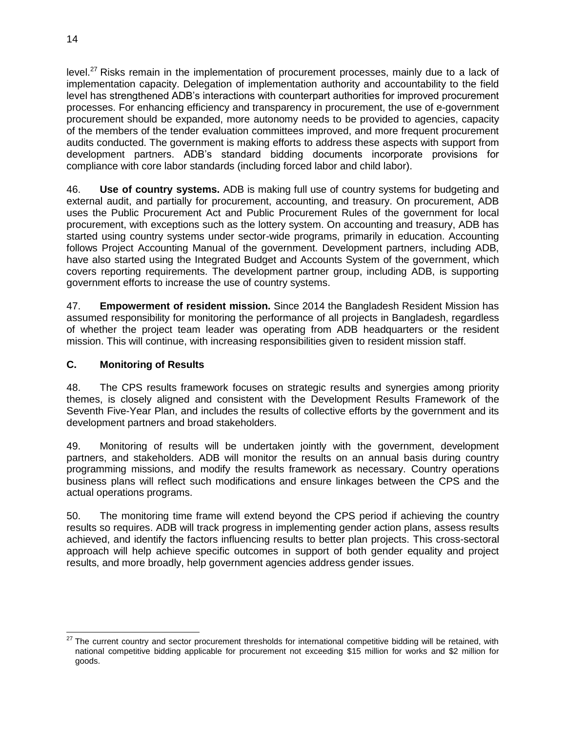level.[27] Risks remain in the implementation of procurement processes, mainly due to a lack of implementation capacity. Delegation of implementation authority and accountability to the field level has strengthened ADB's interactions with counterpart authorities for improved procurement processes. For enhancing efficiency and transparency in procurement, the use of e-government procurement should be expanded, more autonomy needs to be provided to agencies, capacity of the members of the tender evaluation committees improved, and more frequent procurement audits conducted. The government is making efforts to address these aspects with support from development partners. ADB's standard bidding documents incorporate provisions for compliance with core labor standards (including forced labor and child labor).

46. **Use of country systems.** ADB is making full use of country systems for budgeting and external audit, and partially for procurement, accounting, and treasury. On procurement, ADB uses the Public Procurement Act and Public Procurement Rules of the government for local procurement, with exceptions such as the lottery system. On accounting and treasury, ADB has started using country systems under sector-wide programs, primarily in education. Accounting follows Project Accounting Manual of the government. Development partners, including ADB, have also started using the Integrated Budget and Accounts System of the government, which covers reporting requirements. The development partner group, including ADB, is supporting government efforts to increase the use of country systems.

47. **Empowerment of resident mission.** Since 2014 the Bangladesh Resident Mission has assumed responsibility for monitoring the performance of all projects in Bangladesh, regardless of whether the project team leader was operating from ADB headquarters or the resident mission. This will continue, with increasing responsibilities given to resident mission staff.

### C. Monitoring of Results

48. The CPS results framework focuses on strategic results and synergies among priority themes, is closely aligned and consistent with the Development Results Framework of the Seventh Five-Year Plan, and includes the results of collective efforts by the government and its development partners and broad stakeholders.

49. Monitoring of results will be undertaken jointly with the government, development partners, and stakeholders. ADB will monitor the results on an annual basis during country programming missions, and modify the results framework as necessary. Country operations business plans will reflect such modifications and ensure linkages between the CPS and the actual operations programs.

50. The monitoring time frame will extend beyond the CPS period if achieving the country results so requires. ADB will track progress in implementing gender action plans, assess results achieved, and identify the factors influencing results to better plan projects. This cross-sectoral approach will help achieve specific outcomes in support of both gender equality and project results, and more broadly, help government agencies address gender issues.

---

[27] The current country and sector procurement thresholds for international competitive bidding will be retained, with national competitive bidding applicable for procurement not exceeding \$15 million for works and \$2 million for goods.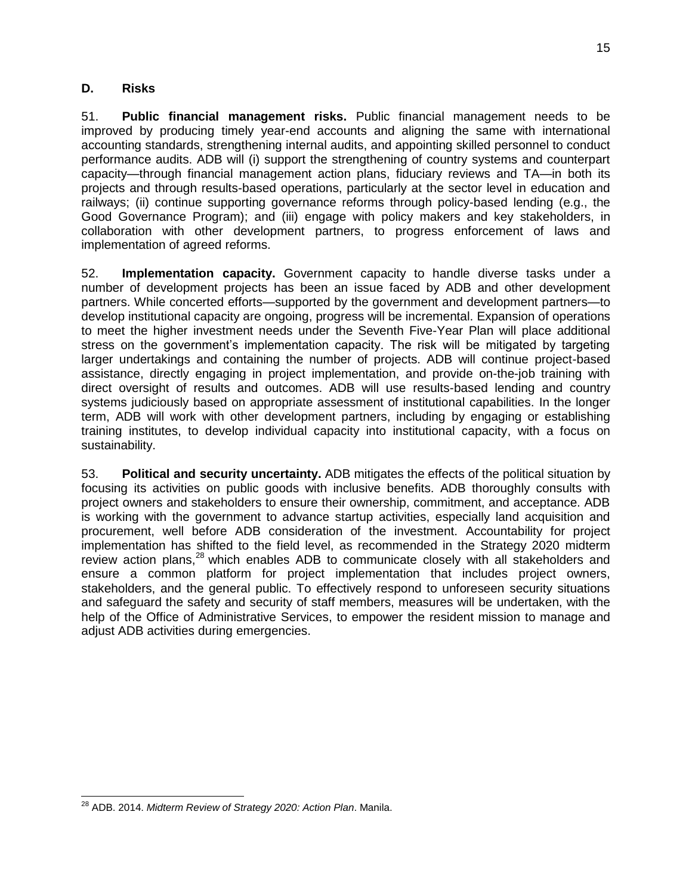### D. Risks

51. **Public financial management risks.** Public financial management needs to be improved by producing timely year-end accounts and aligning the same with international accounting standards, strengthening internal audits, and appointing skilled personnel to conduct performance audits. ADB will (i) support the strengthening of country systems and counterpart capacity—through financial management action plans, fiduciary reviews and TA—in both its projects and through results-based operations, particularly at the sector level in education and railways; (ii) continue supporting governance reforms through policy-based lending (e.g., the Good Governance Program); and (iii) engage with policy makers and key stakeholders, in collaboration with other development partners, to progress enforcement of laws and implementation of agreed reforms.

52. **Implementation capacity.** Government capacity to handle diverse tasks under a number of development projects has been an issue faced by ADB and other development partners. While concerted efforts—supported by the government and development partners—to develop institutional capacity are ongoing, progress will be incremental. Expansion of operations to meet the higher investment needs under the Seventh Five-Year Plan will place additional stress on the government's implementation capacity. The risk will be mitigated by targeting larger undertakings and containing the number of projects. ADB will continue project-based assistance, directly engaging in project implementation, and provide on-the-job training with direct oversight of results and outcomes. ADB will use results-based lending and country systems judiciously based on appropriate assessment of institutional capabilities. In the longer term, ADB will work with other development partners, including by engaging or establishing training institutes, to develop individual capacity into institutional capacity, with a focus on sustainability.

53. **Political and security uncertainty.** ADB mitigates the effects of the political situation by focusing its activities on public goods with inclusive benefits. ADB thoroughly consults with project owners and stakeholders to ensure their ownership, commitment, and acceptance. ADB is working with the government to advance startup activities, especially land acquisition and procurement, well before ADB consideration of the investment. Accountability for project implementation has shifted to the field level, as recommended in the Strategy 2020 midterm review action plans,[28] which enables ADB to communicate closely with all stakeholders and ensure a common platform for project implementation that includes project owners, stakeholders, and the general public. To effectively respond to unforeseen security situations and safeguard the safety and security of staff members, measures will be undertaken, with the help of the Office of Administrative Services, to empower the resident mission to manage and adjust ADB activities during emergencies.

---

[28] ADB. 2014. *Midterm Review of Strategy 2020: Action Plan*. Manila.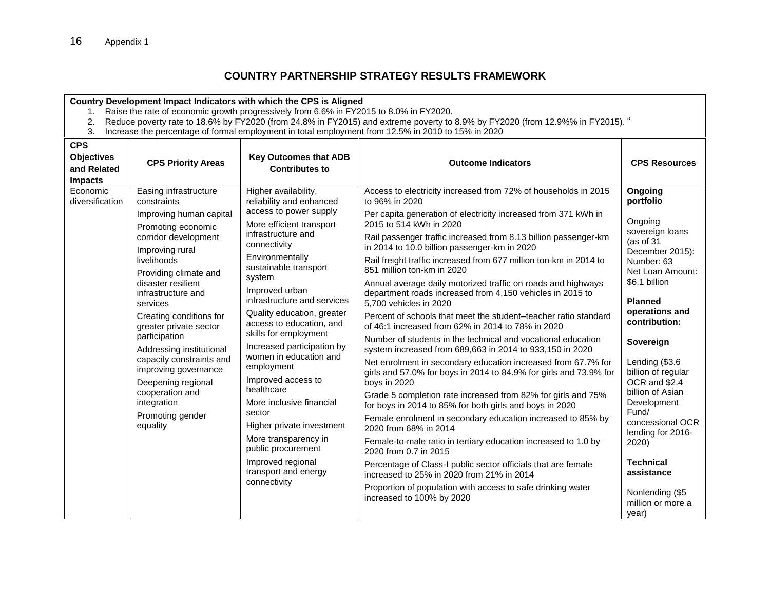## COUNTRY PARTNERSHIP STRATEGY RESULTS FRAMEWORK

**Country Development Impact Indicators with which the CPS is Aligned**

1. Raise the rate of economic growth progressively from 6.6% in FY2015 to 8.0% in FY2020.
2. Reduce poverty rate to 18.6% by FY2020 (from 24.8% in FY2015) and extreme poverty to 8.9% by FY2020 (from 12.9%% in FY2015). [a]
3. Increase the percentage of formal employment in total employment from 12.5% in 2010 to 15% in 2020

| CPS Objectives and Related Impacts | CPS Priority Areas | Key Outcomes that ADB Contributes to | Outcome Indicators | CPS Resources |
|---|---|---|---|---|
| Economic diversification | Easing infrastructure constraints<br>Improving human capital<br>Promoting economic corridor development<br>Improving rural livelihoods<br>Providing climate and disaster resilient infrastructure and services<br>Creating conditions for greater private sector participation<br>Addressing institutional capacity constraints and improving governance<br>Deepening regional cooperation and integration<br>Promoting gender equality | Higher availability, reliability and enhanced access to power supply<br>More efficient transport infrastructure and connectivity<br>Environmentally sustainable transport system<br>Improved urban infrastructure and services<br>Quality education, greater access to education, and skills for employment<br>Increased participation by women in education and employment<br>Improved access to healthcare<br>More inclusive financial sector<br>Higher private investment<br>More transparency in public procurement<br>Improved regional transport and energy connectivity | Access to electricity increased from 72% of households in 2015 to 96% in 2020<br>Per capita generation of electricity increased from 371 kWh in 2015 to 514 kWh in 2020<br>Rail passenger traffic increased from 8.13 billion passenger-km in 2014 to 10.0 billion passenger-km in 2020<br>Rail freight traffic increased from 677 million ton-km in 2014 to 851 million ton-km in 2020<br>Annual average daily motorized traffic on roads and highways department roads increased from 4,150 vehicles in 2015 to 5,700 vehicles in 2020<br>Percent of schools that meet the student–teacher ratio standard of 46:1 increased from 62% in 2014 to 78% in 2020<br>Number of students in the technical and vocational education system increased from 689,663 in 2014 to 933,150 in 2020<br>Net enrolment in secondary education increased from 67.7% for girls and 57.0% for boys in 2014 to 84.9% for girls and 73.9% for boys in 2020<br>Grade 5 completion rate increased from 82% for girls and 75% for boys in 2014 to 85% for both girls and boys in 2020<br>Female enrolment in secondary education increased to 85% by 2020 from 68% in 2014<br>Female-to-male ratio in tertiary education increased to 1.0 by 2020 from 0.7 in 2015<br>Percentage of Class-I public sector officials that are female increased to 25% in 2020 from 21% in 2014<br>Proportion of population with access to safe drinking water increased to 100% by 2020 | **Ongoing portfolio**<br>Ongoing sovereign loans (as of 31 December 2015): Number: 63 Net Loan Amount: $6.1 billion<br>**Planned operations and contribution:**<br>**Sovereign**<br>Lending ($3.6 billion of regular OCR and $2.4 billion of Asian Development Fund/ concessional OCR lending for 2016-2020)<br>**Technical assistance**<br>Nonlending ($5 million or more a year) |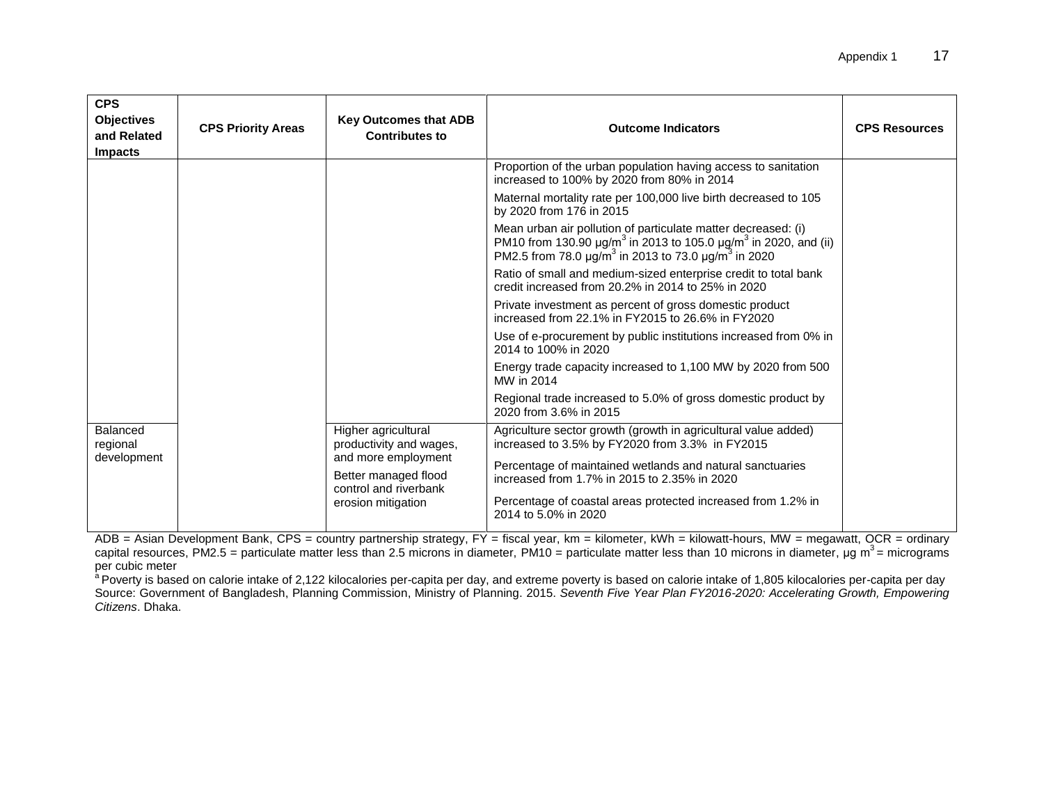| CPS Objectives and Related Impacts | CPS Priority Areas | Key Outcomes that ADB Contributes to | Outcome Indicators | CPS Resources |
|---|---|---|---|---|
| | | | Proportion of the urban population having access to sanitation increased to 100% by 2020 from 80% in 2014 | |
| | | | Maternal mortality rate per 100,000 live birth decreased to 105 by 2020 from 176 in 2015 | |
| | | | Mean urban air pollution of particulate matter decreased: (i) PM10 from 130.90 μg/$m^3$ in 2013 to 105.0 μg/$m^3$ in 2020, and (ii) PM2.5 from 78.0 μg/$m^3$ in 2013 to 73.0 μg/$m^3$ in 2020 | |
| | | | Ratio of small and medium-sized enterprise credit to total bank credit increased from 20.2% in 2014 to 25% in 2020 | |
| | | | Private investment as percent of gross domestic product increased from 22.1% in FY2015 to 26.6% in FY2020 | |
| | | | Use of e-procurement by public institutions increased from 0% in 2014 to 100% in 2020 | |
| | | | Energy trade capacity increased to 1,100 MW by 2020 from 500 MW in 2014 | |
| | | | Regional trade increased to 5.0% of gross domestic product by 2020 from 3.6% in 2015 | |
| Balanced regional development | | Higher agricultural productivity and wages, and more employment | Agriculture sector growth (growth in agricultural value added) increased to 3.5% by FY2020 from 3.3% in FY2015 | |
| | | Better managed flood control and riverbank erosion mitigation | Percentage of maintained wetlands and natural sanctuaries increased from 1.7% in 2015 to 2.35% in 2020 | |
| | | | Percentage of coastal areas protected increased from 1.2% in 2014 to 5.0% in 2020 | |

ADB = Asian Development Bank, CPS = country partnership strategy, FY = fiscal year, km = kilometer, kWh = kilowatt-hours, MW = megawatt, OCR = ordinary capital resources, PM2.5 = particulate matter less than 2.5 microns in diameter, PM10 = particulate matter less than 10 microns in diameter, μg $m^3$ = micrograms per cubic meter

[a] Poverty is based on calorie intake of 2,122 kilocalories per-capita per day, and extreme poverty is based on calorie intake of 1,805 kilocalories per-capita per day

Source: Government of Bangladesh, Planning Commission, Ministry of Planning. 2015. *Seventh Five Year Plan FY2016-2020: Accelerating Growth, Empowering Citizens*. Dhaka.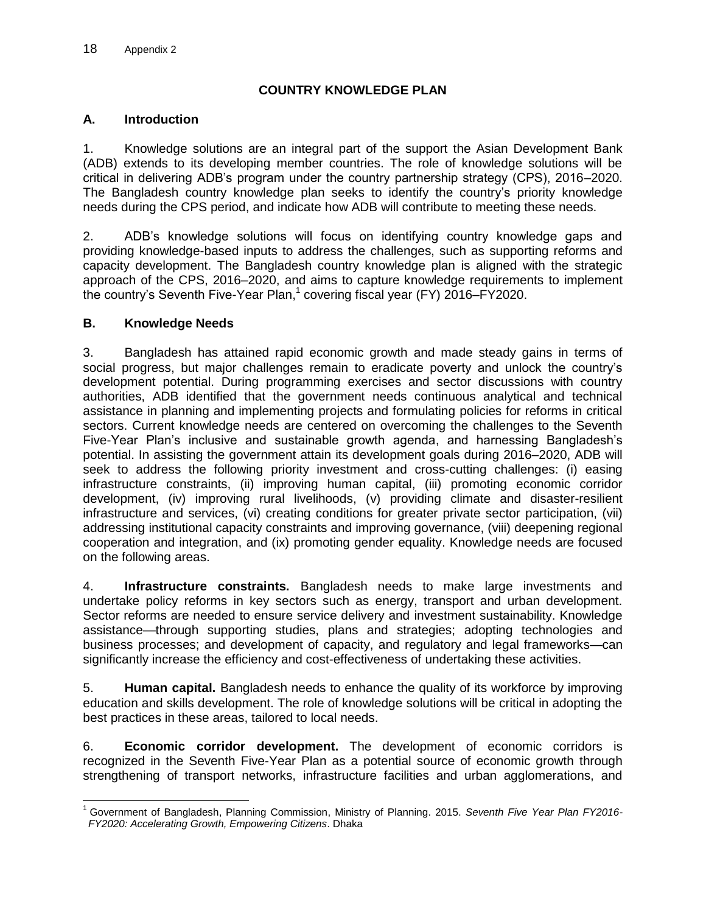## COUNTRY KNOWLEDGE PLAN

### A. Introduction

1. Knowledge solutions are an integral part of the support the Asian Development Bank (ADB) extends to its developing member countries. The role of knowledge solutions will be critical in delivering ADB's program under the country partnership strategy (CPS), 2016–2020. The Bangladesh country knowledge plan seeks to identify the country's priority knowledge needs during the CPS period, and indicate how ADB will contribute to meeting these needs.

2. ADB's knowledge solutions will focus on identifying country knowledge gaps and providing knowledge-based inputs to address the challenges, such as supporting reforms and capacity development. The Bangladesh country knowledge plan is aligned with the strategic approach of the CPS, 2016–2020, and aims to capture knowledge requirements to implement the country's Seventh Five-Year Plan,[1] covering fiscal year (FY) 2016–FY2020.

### B. Knowledge Needs

3. Bangladesh has attained rapid economic growth and made steady gains in terms of social progress, but major challenges remain to eradicate poverty and unlock the country's development potential. During programming exercises and sector discussions with country authorities, ADB identified that the government needs continuous analytical and technical assistance in planning and implementing projects and formulating policies for reforms in critical sectors. Current knowledge needs are centered on overcoming the challenges to the Seventh Five-Year Plan's inclusive and sustainable growth agenda, and harnessing Bangladesh's potential. In assisting the government attain its development goals during 2016–2020, ADB will seek to address the following priority investment and cross-cutting challenges: (i) easing infrastructure constraints, (ii) improving human capital, (iii) promoting economic corridor development, (iv) improving rural livelihoods, (v) providing climate and disaster-resilient infrastructure and services, (vi) creating conditions for greater private sector participation, (vii) addressing institutional capacity constraints and improving governance, (viii) deepening regional cooperation and integration, and (ix) promoting gender equality. Knowledge needs are focused on the following areas.

4. **Infrastructure constraints.** Bangladesh needs to make large investments and undertake policy reforms in key sectors such as energy, transport and urban development. Sector reforms are needed to ensure service delivery and investment sustainability. Knowledge assistance—through supporting studies, plans and strategies; adopting technologies and business processes; and development of capacity, and regulatory and legal frameworks—can significantly increase the efficiency and cost-effectiveness of undertaking these activities.

5. **Human capital.** Bangladesh needs to enhance the quality of its workforce by improving education and skills development. The role of knowledge solutions will be critical in adopting the best practices in these areas, tailored to local needs.

6. **Economic corridor development.** The development of economic corridors is recognized in the Seventh Five-Year Plan as a potential source of economic growth through strengthening of transport networks, infrastructure facilities and urban agglomerations, and

---

[1] Government of Bangladesh, Planning Commission, Ministry of Planning. 2015. *Seventh Five Year Plan FY2016-FY2020: Accelerating Growth, Empowering Citizens*. Dhaka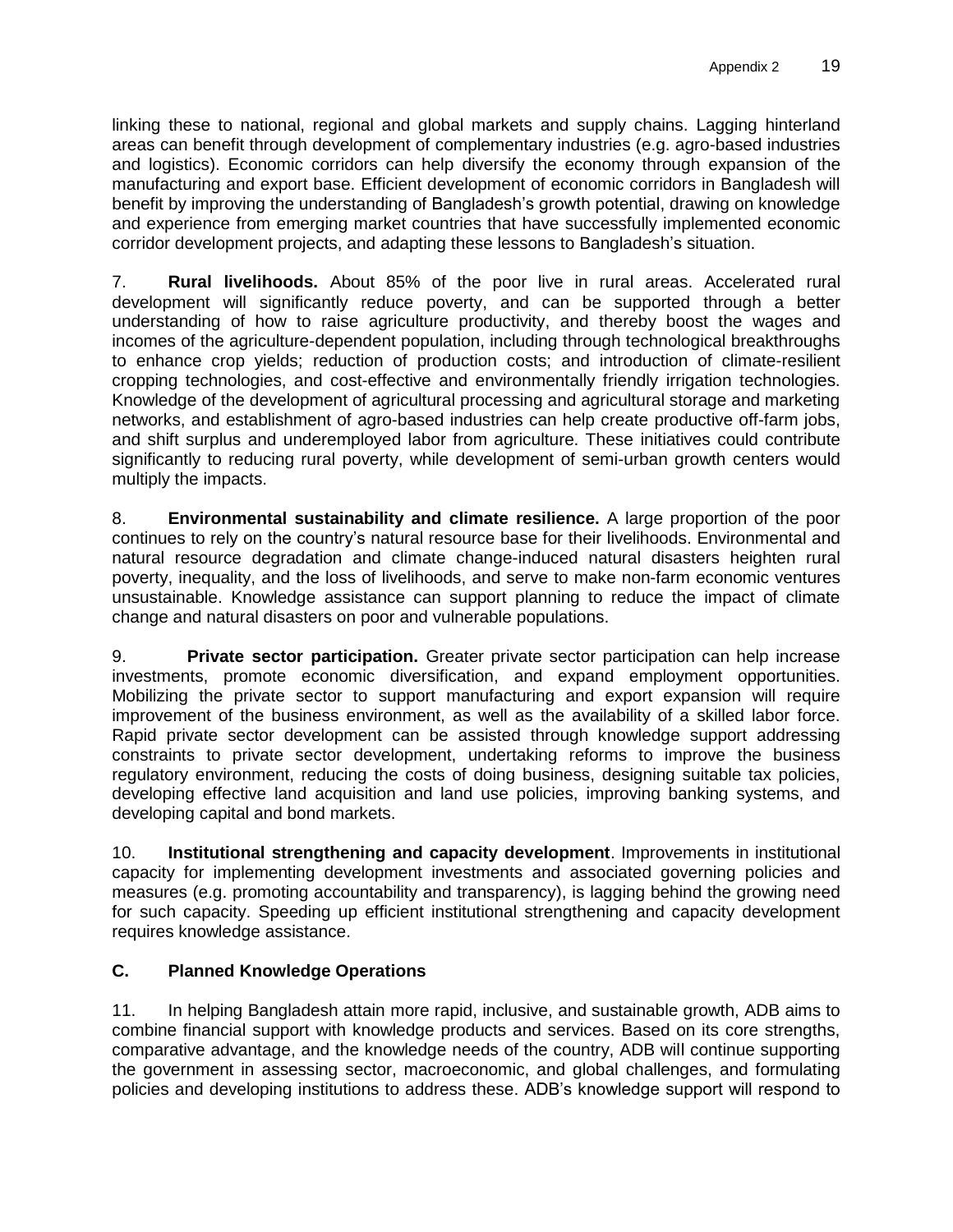linking these to national, regional and global markets and supply chains. Lagging hinterland areas can benefit through development of complementary industries (e.g. agro-based industries and logistics). Economic corridors can help diversify the economy through expansion of the manufacturing and export base. Efficient development of economic corridors in Bangladesh will benefit by improving the understanding of Bangladesh's growth potential, drawing on knowledge and experience from emerging market countries that have successfully implemented economic corridor development projects, and adapting these lessons to Bangladesh's situation.

7. **Rural livelihoods.** About 85% of the poor live in rural areas. Accelerated rural development will significantly reduce poverty, and can be supported through a better understanding of how to raise agriculture productivity, and thereby boost the wages and incomes of the agriculture-dependent population, including through technological breakthroughs to enhance crop yields; reduction of production costs; and introduction of climate-resilient cropping technologies, and cost-effective and environmentally friendly irrigation technologies. Knowledge of the development of agricultural processing and agricultural storage and marketing networks, and establishment of agro-based industries can help create productive off-farm jobs, and shift surplus and underemployed labor from agriculture. These initiatives could contribute significantly to reducing rural poverty, while development of semi-urban growth centers would multiply the impacts.

8. **Environmental sustainability and climate resilience.** A large proportion of the poor continues to rely on the country's natural resource base for their livelihoods. Environmental and natural resource degradation and climate change-induced natural disasters heighten rural poverty, inequality, and the loss of livelihoods, and serve to make non-farm economic ventures unsustainable. Knowledge assistance can support planning to reduce the impact of climate change and natural disasters on poor and vulnerable populations.

9. **Private sector participation.** Greater private sector participation can help increase investments, promote economic diversification, and expand employment opportunities. Mobilizing the private sector to support manufacturing and export expansion will require improvement of the business environment, as well as the availability of a skilled labor force. Rapid private sector development can be assisted through knowledge support addressing constraints to private sector development, undertaking reforms to improve the business regulatory environment, reducing the costs of doing business, designing suitable tax policies, developing effective land acquisition and land use policies, improving banking systems, and developing capital and bond markets.

10. **Institutional strengthening and capacity development**. Improvements in institutional capacity for implementing development investments and associated governing policies and measures (e.g. promoting accountability and transparency), is lagging behind the growing need for such capacity. Speeding up efficient institutional strengthening and capacity development requires knowledge assistance.

## C. Planned Knowledge Operations

11. In helping Bangladesh attain more rapid, inclusive, and sustainable growth, ADB aims to combine financial support with knowledge products and services. Based on its core strengths, comparative advantage, and the knowledge needs of the country, ADB will continue supporting the government in assessing sector, macroeconomic, and global challenges, and formulating policies and developing institutions to address these. ADB's knowledge support will respond to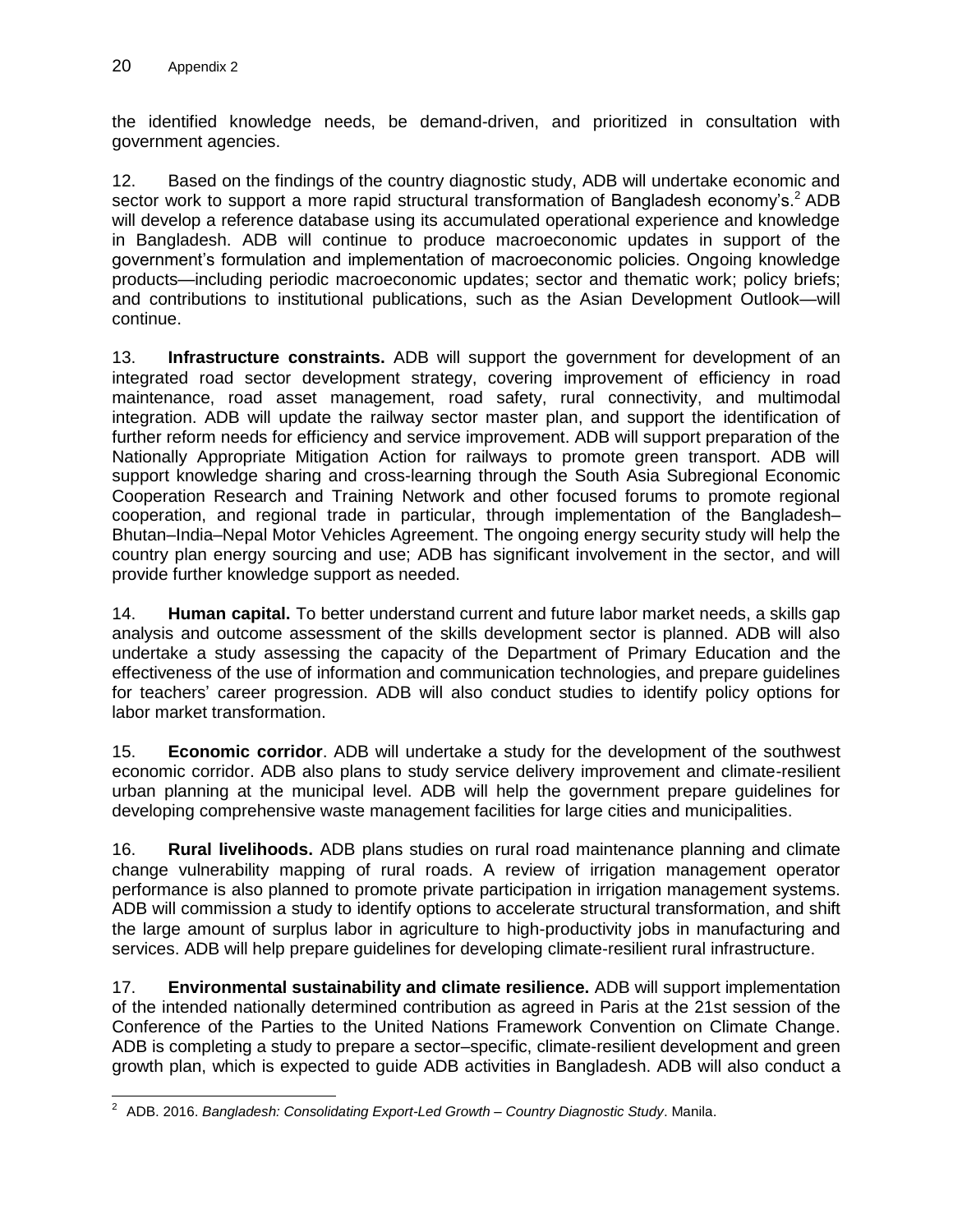the identified knowledge needs, be demand-driven, and prioritized in consultation with government agencies.

12. Based on the findings of the country diagnostic study, ADB will undertake economic and sector work to support a more rapid structural transformation of Bangladesh economy's.[2] ADB will develop a reference database using its accumulated operational experience and knowledge in Bangladesh. ADB will continue to produce macroeconomic updates in support of the government's formulation and implementation of macroeconomic policies. Ongoing knowledge products—including periodic macroeconomic updates; sector and thematic work; policy briefs; and contributions to institutional publications, such as the Asian Development Outlook—will continue.

13. **Infrastructure constraints.** ADB will support the government for development of an integrated road sector development strategy, covering improvement of efficiency in road maintenance, road asset management, road safety, rural connectivity, and multimodal integration. ADB will update the railway sector master plan, and support the identification of further reform needs for efficiency and service improvement. ADB will support preparation of the Nationally Appropriate Mitigation Action for railways to promote green transport. ADB will support knowledge sharing and cross-learning through the South Asia Subregional Economic Cooperation Research and Training Network and other focused forums to promote regional cooperation, and regional trade in particular, through implementation of the Bangladesh–Bhutan–India–Nepal Motor Vehicles Agreement. The ongoing energy security study will help the country plan energy sourcing and use; ADB has significant involvement in the sector, and will provide further knowledge support as needed.

14. **Human capital.** To better understand current and future labor market needs, a skills gap analysis and outcome assessment of the skills development sector is planned. ADB will also undertake a study assessing the capacity of the Department of Primary Education and the effectiveness of the use of information and communication technologies, and prepare guidelines for teachers' career progression. ADB will also conduct studies to identify policy options for labor market transformation.

15. **Economic corridor**. ADB will undertake a study for the development of the southwest economic corridor. ADB also plans to study service delivery improvement and climate-resilient urban planning at the municipal level. ADB will help the government prepare guidelines for developing comprehensive waste management facilities for large cities and municipalities.

16. **Rural livelihoods.** ADB plans studies on rural road maintenance planning and climate change vulnerability mapping of rural roads. A review of irrigation management operator performance is also planned to promote private participation in irrigation management systems. ADB will commission a study to identify options to accelerate structural transformation, and shift the large amount of surplus labor in agriculture to high-productivity jobs in manufacturing and services. ADB will help prepare guidelines for developing climate-resilient rural infrastructure.

17. **Environmental sustainability and climate resilience.** ADB will support implementation of the intended nationally determined contribution as agreed in Paris at the 21st session of the Conference of the Parties to the United Nations Framework Convention on Climate Change. ADB is completing a study to prepare a sector–specific, climate-resilient development and green growth plan, which is expected to guide ADB activities in Bangladesh. ADB will also conduct a

---

[2] ADB. 2016. *Bangladesh: Consolidating Export-Led Growth – Country Diagnostic Study*. Manila.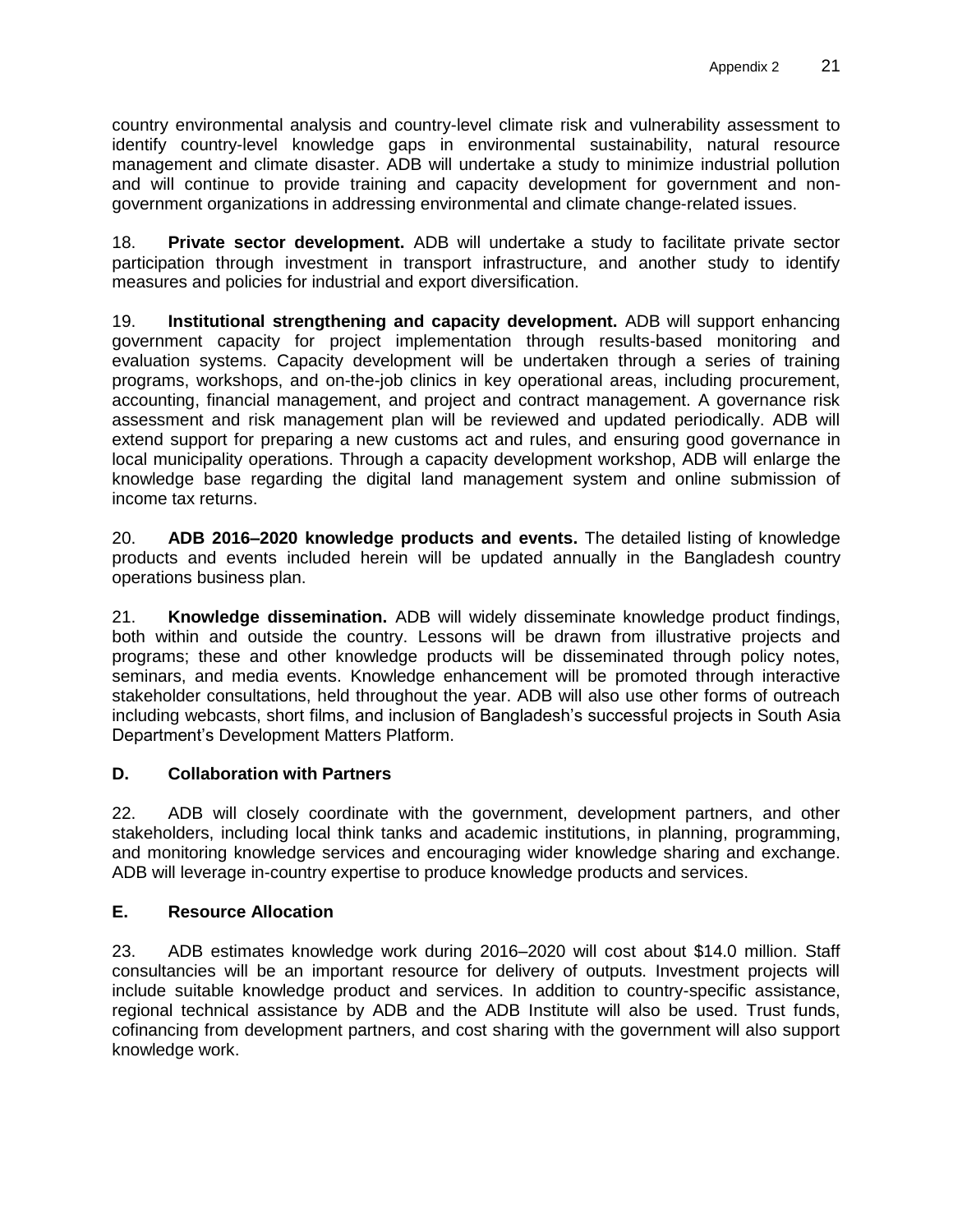country environmental analysis and country-level climate risk and vulnerability assessment to identify country-level knowledge gaps in environmental sustainability, natural resource management and climate disaster. ADB will undertake a study to minimize industrial pollution and will continue to provide training and capacity development for government and non-government organizations in addressing environmental and climate change-related issues.

18. **Private sector development.** ADB will undertake a study to facilitate private sector participation through investment in transport infrastructure, and another study to identify measures and policies for industrial and export diversification.

19. **Institutional strengthening and capacity development.** ADB will support enhancing government capacity for project implementation through results-based monitoring and evaluation systems. Capacity development will be undertaken through a series of training programs, workshops, and on-the-job clinics in key operational areas, including procurement, accounting, financial management, and project and contract management. A governance risk assessment and risk management plan will be reviewed and updated periodically. ADB will extend support for preparing a new customs act and rules, and ensuring good governance in local municipality operations. Through a capacity development workshop, ADB will enlarge the knowledge base regarding the digital land management system and online submission of income tax returns.

20. **ADB 2016–2020 knowledge products and events.** The detailed listing of knowledge products and events included herein will be updated annually in the Bangladesh country operations business plan.

21. **Knowledge dissemination.** ADB will widely disseminate knowledge product findings, both within and outside the country. Lessons will be drawn from illustrative projects and programs; these and other knowledge products will be disseminated through policy notes, seminars, and media events. Knowledge enhancement will be promoted through interactive stakeholder consultations, held throughout the year. ADB will also use other forms of outreach including webcasts, short films, and inclusion of Bangladesh's successful projects in South Asia Department's Development Matters Platform.

## D. Collaboration with Partners

22. ADB will closely coordinate with the government, development partners, and other stakeholders, including local think tanks and academic institutions, in planning, programming, and monitoring knowledge services and encouraging wider knowledge sharing and exchange. ADB will leverage in-country expertise to produce knowledge products and services.

## E. Resource Allocation

23. ADB estimates knowledge work during 2016–2020 will cost about $14.0 million. Staff consultancies will be an important resource for delivery of outputs. Investment projects will include suitable knowledge product and services. In addition to country-specific assistance, regional technical assistance by ADB and the ADB Institute will also be used. Trust funds, cofinancing from development partners, and cost sharing with the government will also support knowledge work.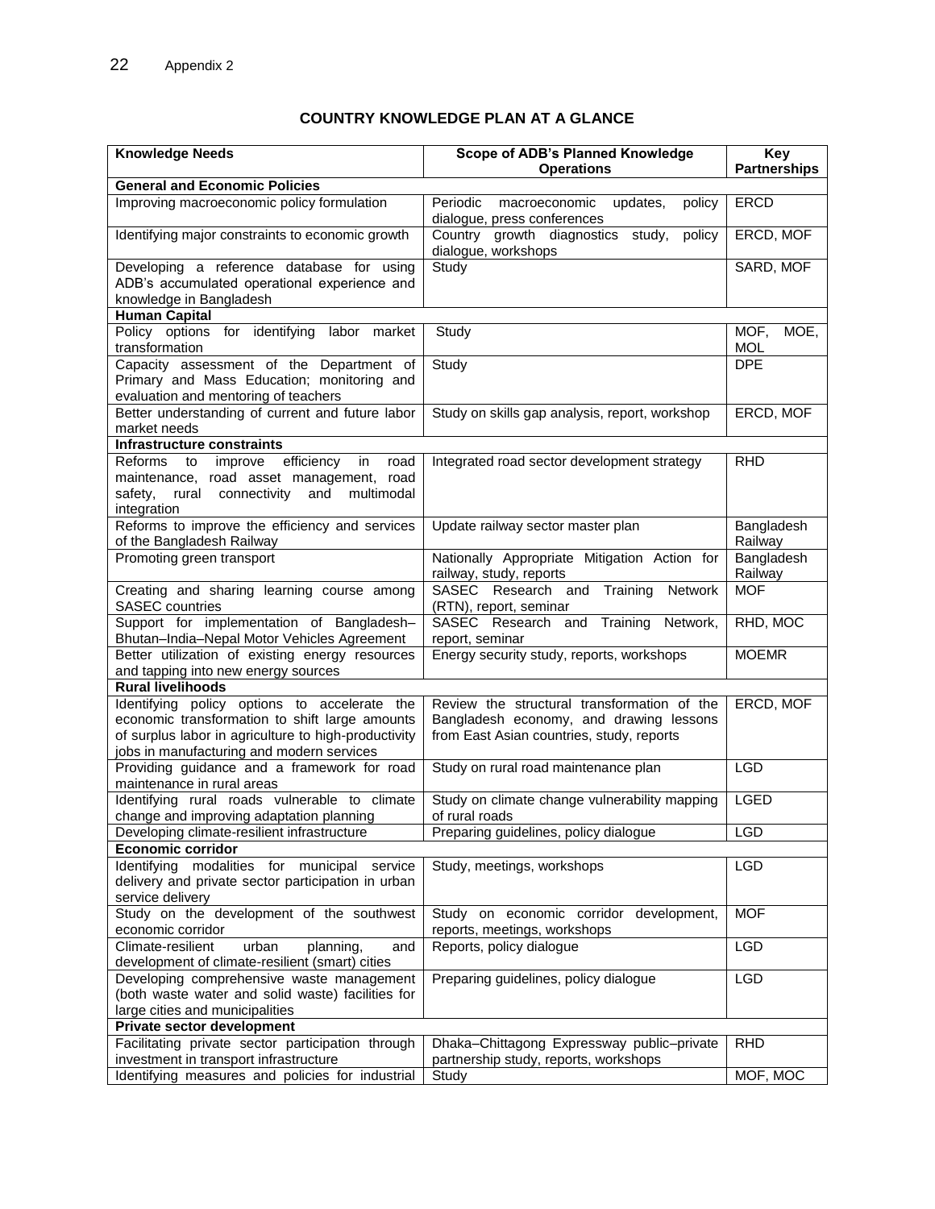## COUNTRY KNOWLEDGE PLAN AT A GLANCE

| Knowledge Needs | Scope of ADB's Planned Knowledge Operations | Key Partnerships |
|---|---|---|
| **General and Economic Policies** | | |
| Improving macroeconomic policy formulation | Periodic macroeconomic updates, policy dialogue, press conferences | ERCD |
| Identifying major constraints to economic growth | Country growth diagnostics study, policy dialogue, workshops | ERCD, MOF |
| Developing a reference database for using ADB's accumulated operational experience and knowledge in Bangladesh | Study | SARD, MOF |
| **Human Capital** | | |
| Policy options for identifying labor market transformation | Study | MOF, MOE, MOL |
| Capacity assessment of the Department of Primary and Mass Education; monitoring and evaluation and mentoring of teachers | Study | DPE |
| Better understanding of current and future labor market needs | Study on skills gap analysis, report, workshop | ERCD, MOF |
| **Infrastructure constraints** | | |
| Reforms to improve efficiency in road maintenance, road asset management, road safety, rural connectivity and multimodal integration | Integrated road sector development strategy | RHD |
| Reforms to improve the efficiency and services of the Bangladesh Railway | Update railway sector master plan | Bangladesh Railway |
| Promoting green transport | Nationally Appropriate Mitigation Action for railway, study, reports | Bangladesh Railway |
| Creating and sharing learning course among SASEC countries | SASEC Research and Training Network (RTN), report, seminar | MOF |
| Support for implementation of Bangladesh–Bhutan–India–Nepal Motor Vehicles Agreement | SASEC Research and Training Network, report, seminar | RHD, MOC |
| Better utilization of existing energy resources and tapping into new energy sources | Energy security study, reports, workshops | MOEMR |
| **Rural livelihoods** | | |
| Identifying policy options to accelerate the economic transformation to shift large amounts of surplus labor in agriculture to high-productivity jobs in manufacturing and modern services | Review the structural transformation of the Bangladesh economy, and drawing lessons from East Asian countries, study, reports | ERCD, MOF |
| Providing guidance and a framework for road maintenance in rural areas | Study on rural road maintenance plan | LGD |
| Identifying rural roads vulnerable to climate change and improving adaptation planning | Study on climate change vulnerability mapping of rural roads | LGED |
| Developing climate-resilient infrastructure | Preparing guidelines, policy dialogue | LGD |
| **Economic corridor** | | |
| Identifying modalities for municipal service delivery and private sector participation in urban service delivery | Study, meetings, workshops | LGD |
| Study on the development of the southwest economic corridor | Study on economic corridor development, reports, meetings, workshops | MOF |
| Climate-resilient urban planning, and development of climate-resilient (smart) cities | Reports, policy dialogue | LGD |
| Developing comprehensive waste management (both waste water and solid waste) facilities for large cities and municipalities | Preparing guidelines, policy dialogue | LGD |
| **Private sector development** | | |
| Facilitating private sector participation through investment in transport infrastructure | Dhaka–Chittagong Expressway public–private partnership study, reports, workshops | RHD |
| Identifying measures and policies for industrial | Study | MOF, MOC |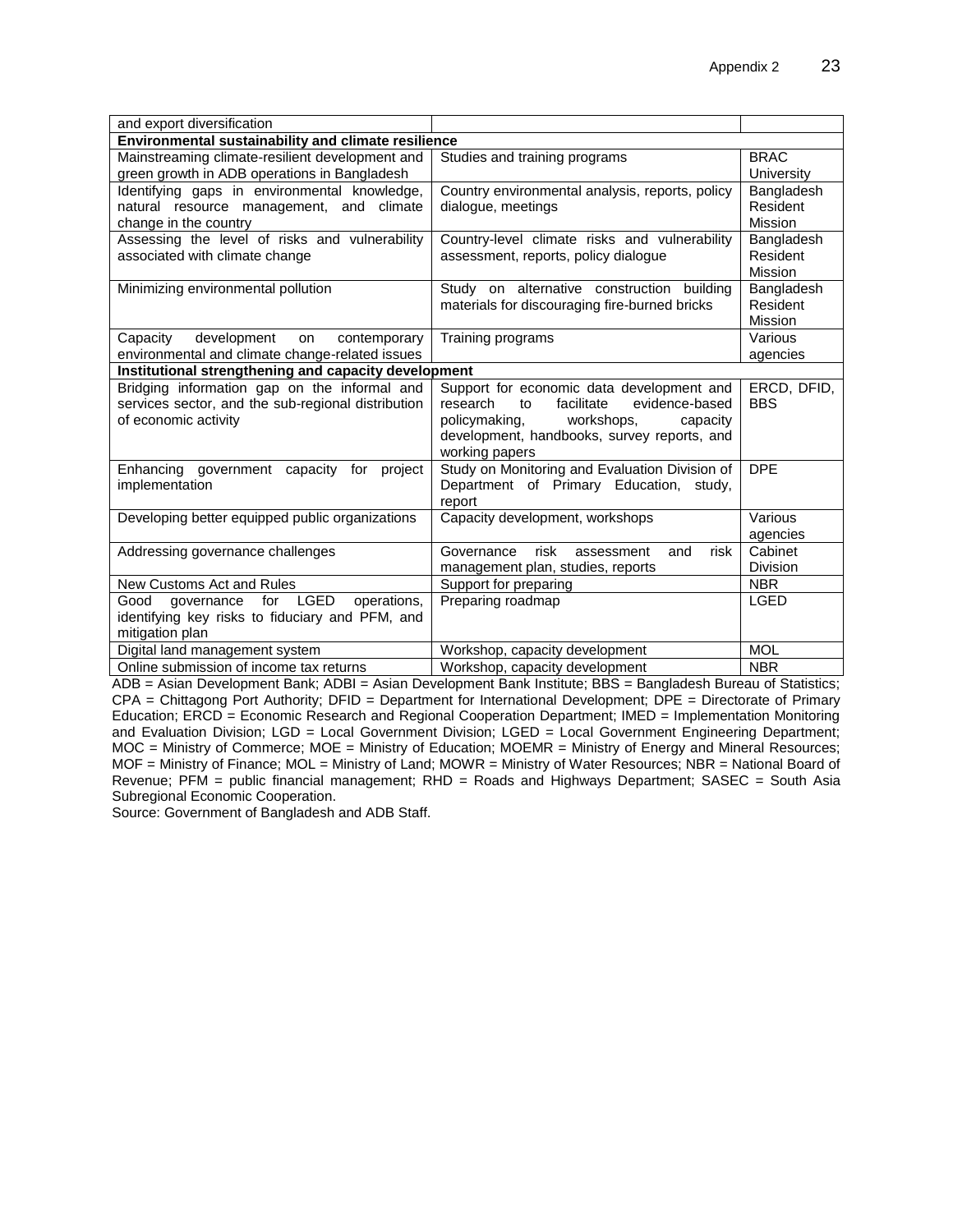| | | |
|---|---|---|
| and export diversification | | |
| **Environmental sustainability and climate resilience** | | |
| Mainstreaming climate-resilient development and green growth in ADB operations in Bangladesh | Studies and training programs | BRAC University |
| Identifying gaps in environmental knowledge, natural resource management, and climate change in the country | Country environmental analysis, reports, policy dialogue, meetings | Bangladesh Resident Mission |
| Assessing the level of risks and vulnerability associated with climate change | Country-level climate risks and vulnerability assessment, reports, policy dialogue | Bangladesh Resident Mission |
| Minimizing environmental pollution | Study on alternative construction building materials for discouraging fire-burned bricks | Bangladesh Resident Mission |
| Capacity development on contemporary environmental and climate change-related issues | Training programs | Various agencies |
| **Institutional strengthening and capacity development** | | |
| Bridging information gap on the informal and services sector, and the sub-regional distribution of economic activity | Support for economic data development and research to facilitate evidence-based policymaking, workshops, capacity development, handbooks, survey reports, and working papers | ERCD, DFID, BBS |
| Enhancing government capacity for project implementation | Study on Monitoring and Evaluation Division of Department of Primary Education, study, report | DPE |
| Developing better equipped public organizations | Capacity development, workshops | Various agencies |
| Addressing governance challenges | Governance risk assessment and risk management plan, studies, reports | Cabinet Division |
| New Customs Act and Rules | Support for preparing | NBR |
| Good governance for LGED operations, identifying key risks to fiduciary and PFM, and mitigation plan | Preparing roadmap | LGED |
| Digital land management system | Workshop, capacity development | MOL |
| Online submission of income tax returns | Workshop, capacity development | NBR |

ADB = Asian Development Bank; ADBI = Asian Development Bank Institute; BBS = Bangladesh Bureau of Statistics; CPA = Chittagong Port Authority; DFID = Department for International Development; DPE = Directorate of Primary Education; ERCD = Economic Research and Regional Cooperation Department; IMED = Implementation Monitoring and Evaluation Division; LGD = Local Government Division; LGED = Local Government Engineering Department; MOC = Ministry of Commerce; MOE = Ministry of Education; MOEMR = Ministry of Energy and Mineral Resources; MOF = Ministry of Finance; MOL = Ministry of Land; MOWR = Ministry of Water Resources; NBR = National Board of Revenue; PFM = public financial management; RHD = Roads and Highways Department; SASEC = South Asia Subregional Economic Cooperation.

Source: Government of Bangladesh and ADB Staff.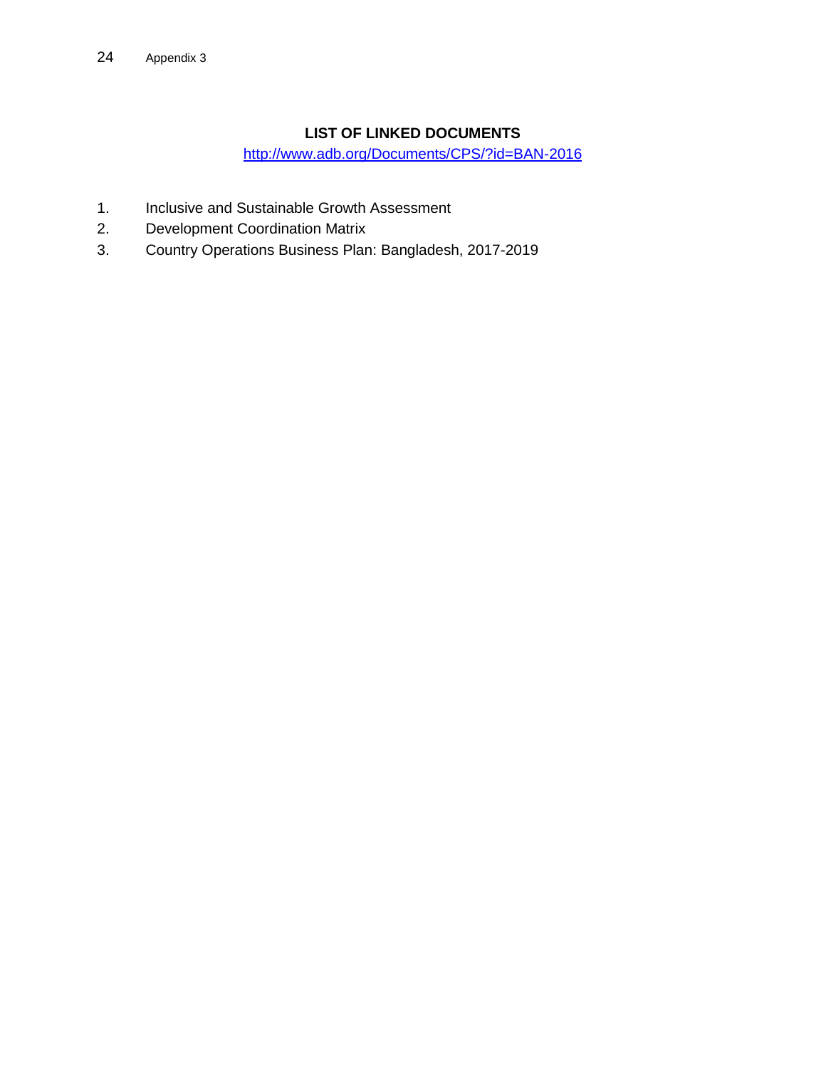Appendix 3

## LIST OF LINKED DOCUMENTS

http://www.adb.org/Documents/CPS/?id=BAN-2016

1. Inclusive and Sustainable Growth Assessment
2. Development Coordination Matrix
3. Country Operations Business Plan: Bangladesh, 2017-2019